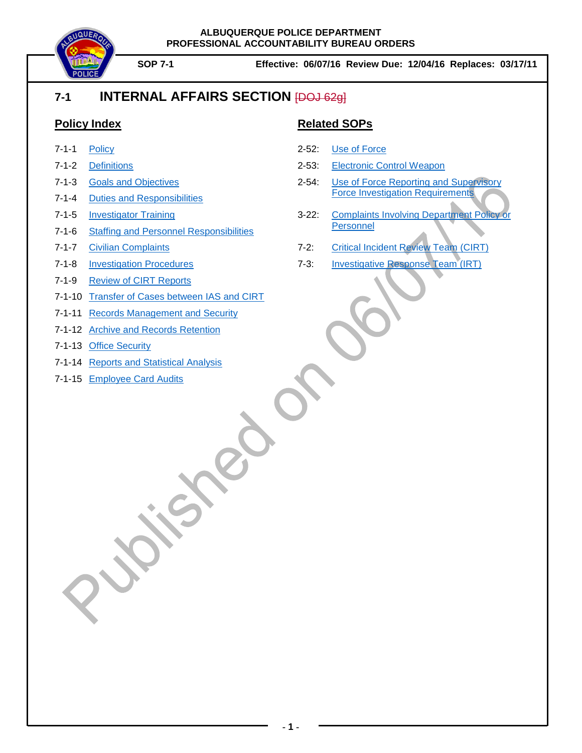ALBUQUERQUE POLICE DEPARTMENT
PROFESSIONAL ACCOUNTABILITY BUREAU ORDERS

**SOP 7-1** **Effective: 06/07/16 Review Due: 12/04/16 Replaces: 03/17/11**

# 7-1 INTERNAL AFFAIRS SECTION ~~[DOJ 62g]~~

## Policy Index

7-1-1 Policy
7-1-2 Definitions
7-1-3 Goals and Objectives
7-1-4 Duties and Responsibilities
7-1-5 Investigator Training
7-1-6 Staffing and Personnel Responsibilities
7-1-7 Civilian Complaints
7-1-8 Investigation Procedures
7-1-9 Review of CIRT Reports
7-1-10 Transfer of Cases between IAS and CIRT
7-1-11 Records Management and Security
7-1-12 Archive and Records Retention
7-1-13 Office Security
7-1-14 Reports and Statistical Analysis
7-1-15 Employee Card Audits

## Related SOPs

2-52: Use of Force
2-53: Electronic Control Weapon
2-54: Use of Force Reporting and Supervisory Force Investigation Requirements
3-22: Complaints Involving Department Policy or Personnel
7-2: Critical Incident Review Team (CIRT)
7-3: Investigative Response Team (IRT)

Published on 06/07/16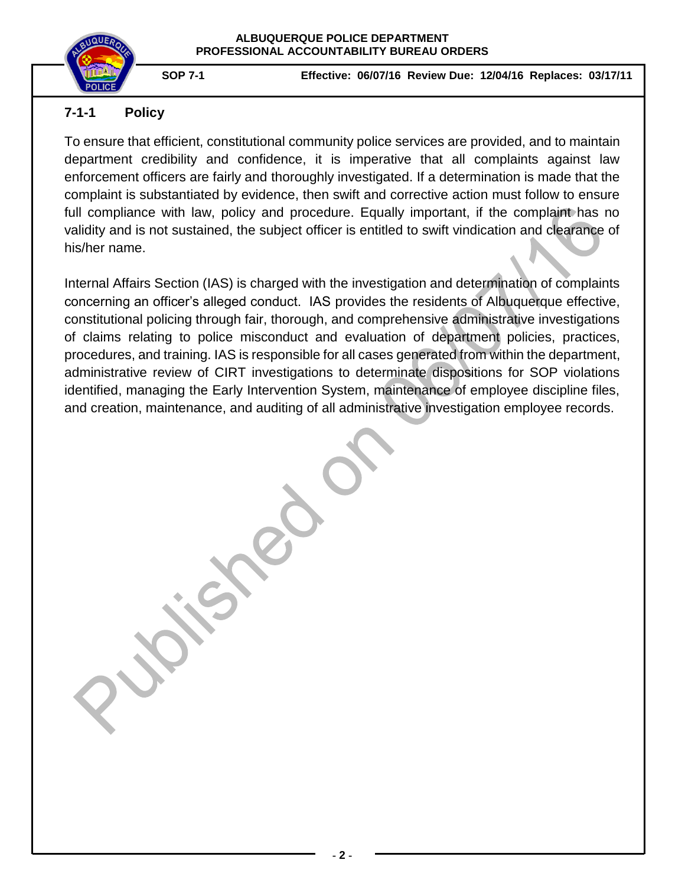## 7-1-1 Policy

To ensure that efficient, constitutional community police services are provided, and to maintain department credibility and confidence, it is imperative that all complaints against law enforcement officers are fairly and thoroughly investigated. If a determination is made that the complaint is substantiated by evidence, then swift and corrective action must follow to ensure full compliance with law, policy and procedure. Equally important, if the complaint has no validity and is not sustained, the subject officer is entitled to swift vindication and clearance of his/her name.

Internal Affairs Section (IAS) is charged with the investigation and determination of complaints concerning an officer's alleged conduct. IAS provides the residents of Albuquerque effective, constitutional policing through fair, thorough, and comprehensive administrative investigations of claims relating to police misconduct and evaluation of department policies, practices, procedures, and training. IAS is responsible for all cases generated from within the department, administrative review of CIRT investigations to determinate dispositions for SOP violations identified, managing the Early Intervention System, maintenance of employee discipline files, and creation, maintenance, and auditing of all administrative investigation employee records.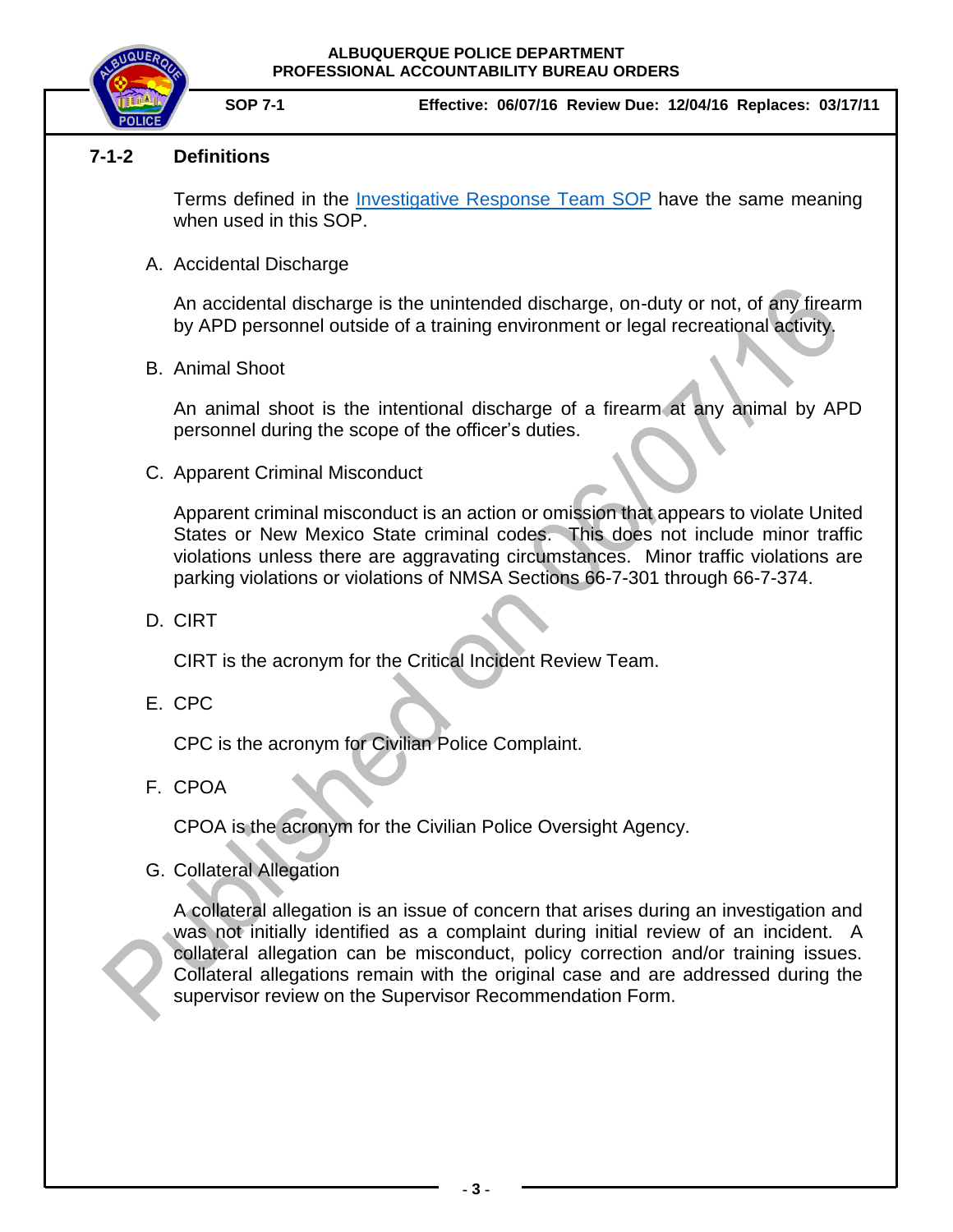## 7-1-2 Definitions

Terms defined in the Investigative Response Team SOP have the same meaning when used in this SOP.

A. Accidental Discharge

An accidental discharge is the unintended discharge, on-duty or not, of any firearm by APD personnel outside of a training environment or legal recreational activity.

B. Animal Shoot

An animal shoot is the intentional discharge of a firearm at any animal by APD personnel during the scope of the officer's duties.

C. Apparent Criminal Misconduct

Apparent criminal misconduct is an action or omission that appears to violate United States or New Mexico State criminal codes. This does not include minor traffic violations unless there are aggravating circumstances. Minor traffic violations are parking violations or violations of NMSA Sections 66-7-301 through 66-7-374.

D. CIRT

CIRT is the acronym for the Critical Incident Review Team.

E. CPC

CPC is the acronym for Civilian Police Complaint.

F. CPOA

CPOA is the acronym for the Civilian Police Oversight Agency.

G. Collateral Allegation

A collateral allegation is an issue of concern that arises during an investigation and was not initially identified as a complaint during initial review of an incident. A collateral allegation can be misconduct, policy correction and/or training issues. Collateral allegations remain with the original case and are addressed during the supervisor review on the Supervisor Recommendation Form.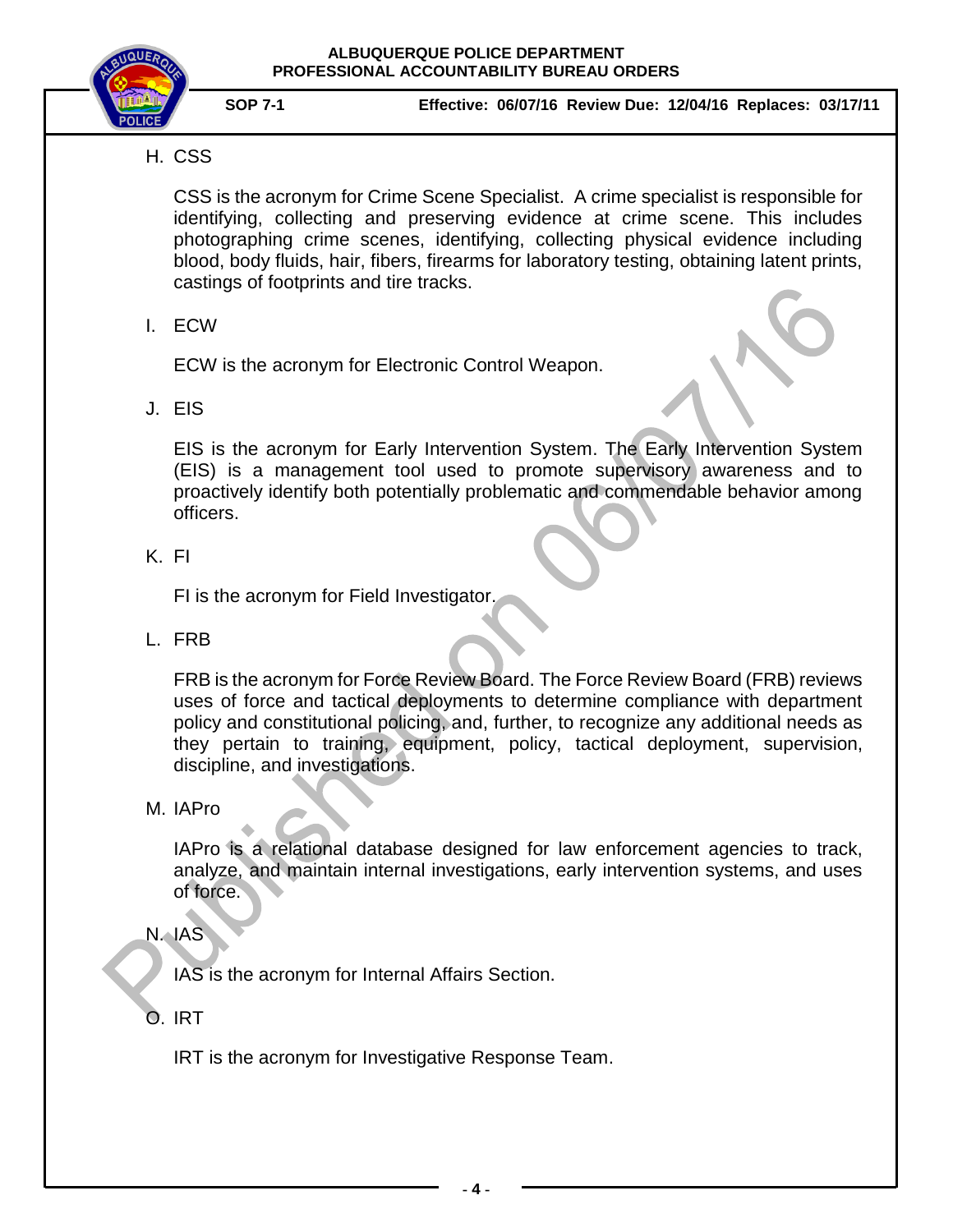H. CSS

CSS is the acronym for Crime Scene Specialist. A crime specialist is responsible for identifying, collecting and preserving evidence at crime scene. This includes photographing crime scenes, identifying, collecting physical evidence including blood, body fluids, hair, fibers, firearms for laboratory testing, obtaining latent prints, castings of footprints and tire tracks.

I. ECW

ECW is the acronym for Electronic Control Weapon.

J. EIS

EIS is the acronym for Early Intervention System. The Early Intervention System (EIS) is a management tool used to promote supervisory awareness and to proactively identify both potentially problematic and commendable behavior among officers.

K. FI

FI is the acronym for Field Investigator.

L. FRB

FRB is the acronym for Force Review Board. The Force Review Board (FRB) reviews uses of force and tactical deployments to determine compliance with department policy and constitutional policing, and, further, to recognize any additional needs as they pertain to training, equipment, policy, tactical deployment, supervision, discipline, and investigations.

M. IAPro

IAPro is a relational database designed for law enforcement agencies to track, analyze, and maintain internal investigations, early intervention systems, and uses of force.

N. IAS

IAS is the acronym for Internal Affairs Section.

O. IRT

IRT is the acronym for Investigative Response Team.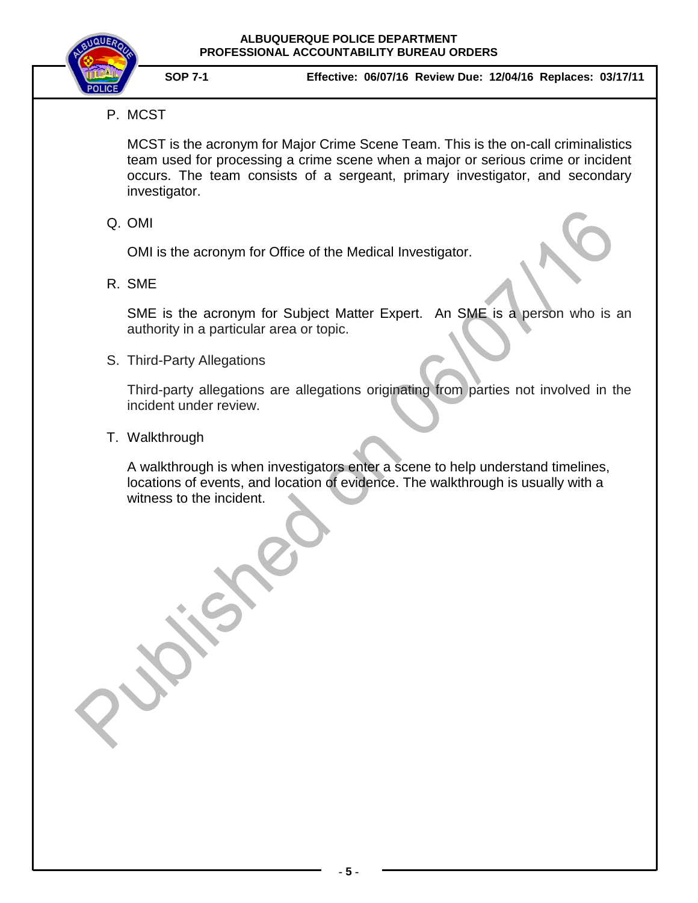P. MCST

MCST is the acronym for Major Crime Scene Team. This is the on-call criminalistics team used for processing a crime scene when a major or serious crime or incident occurs. The team consists of a sergeant, primary investigator, and secondary investigator.

Q. OMI

OMI is the acronym for Office of the Medical Investigator.

R. SME

SME is the acronym for Subject Matter Expert. An SME is a person who is an authority in a particular area or topic.

S. Third-Party Allegations

Third-party allegations are allegations originating from parties not involved in the incident under review.

T. Walkthrough

A walkthrough is when investigators enter a scene to help understand timelines, locations of events, and location of evidence. The walkthrough is usually with a witness to the incident.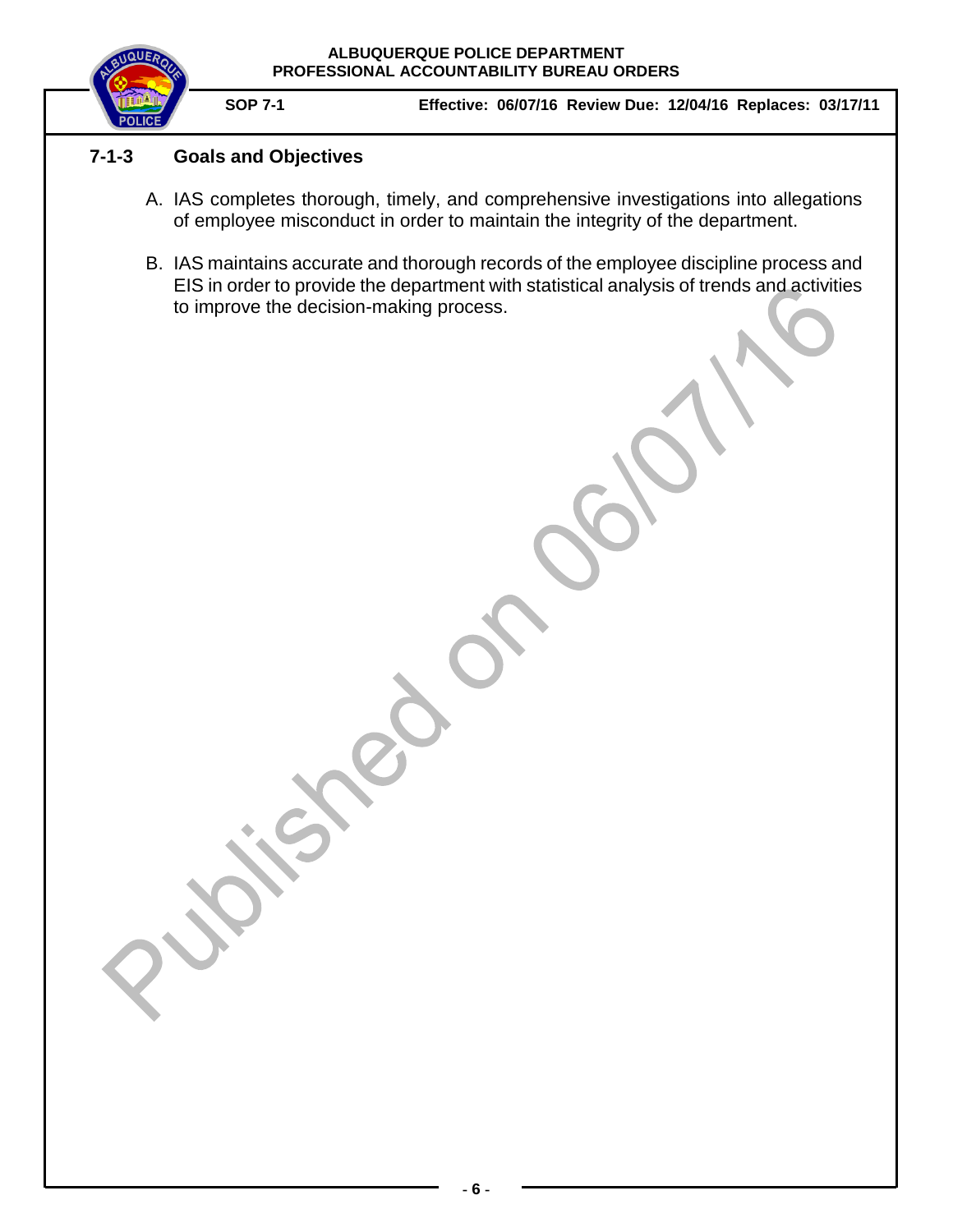## 7-1-3 Goals and Objectives

A. IAS completes thorough, timely, and comprehensive investigations into allegations of employee misconduct in order to maintain the integrity of the department.

B. IAS maintains accurate and thorough records of the employee discipline process and EIS in order to provide the department with statistical analysis of trends and activities to improve the decision-making process.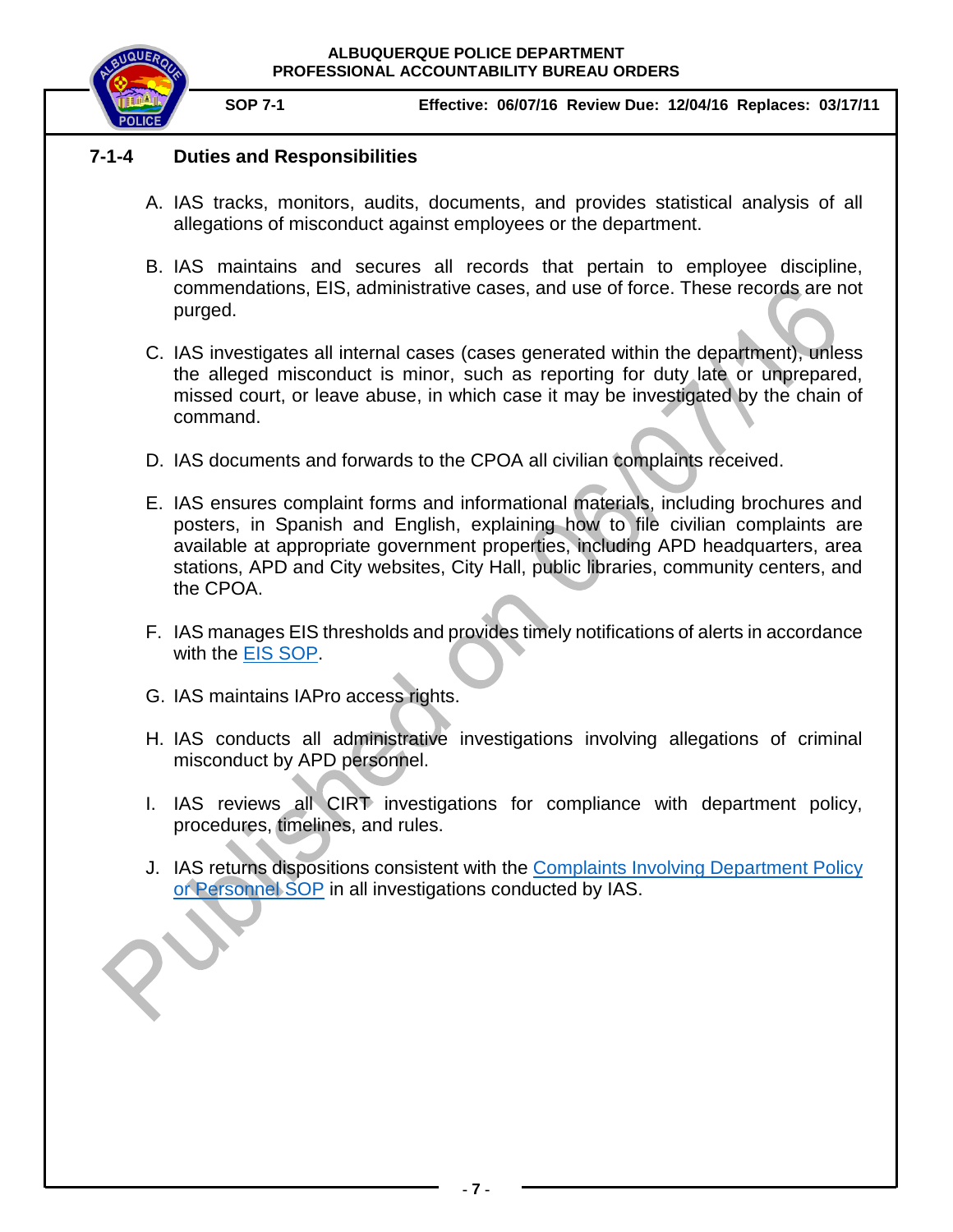## 7-1-4 Duties and Responsibilities

A. IAS tracks, monitors, audits, documents, and provides statistical analysis of all allegations of misconduct against employees or the department.

B. IAS maintains and secures all records that pertain to employee discipline, commendations, EIS, administrative cases, and use of force. These records are not purged.

C. IAS investigates all internal cases (cases generated within the department), unless the alleged misconduct is minor, such as reporting for duty late or unprepared, missed court, or leave abuse, in which case it may be investigated by the chain of command.

D. IAS documents and forwards to the CPOA all civilian complaints received.

E. IAS ensures complaint forms and informational materials, including brochures and posters, in Spanish and English, explaining how to file civilian complaints are available at appropriate government properties, including APD headquarters, area stations, APD and City websites, City Hall, public libraries, community centers, and the CPOA.

F. IAS manages EIS thresholds and provides timely notifications of alerts in accordance with the EIS SOP.

G. IAS maintains IAPro access rights.

H. IAS conducts all administrative investigations involving allegations of criminal misconduct by APD personnel.

I. IAS reviews all CIRT investigations for compliance with department policy, procedures, timelines, and rules.

J. IAS returns dispositions consistent with the Complaints Involving Department Policy or Personnel SOP in all investigations conducted by IAS.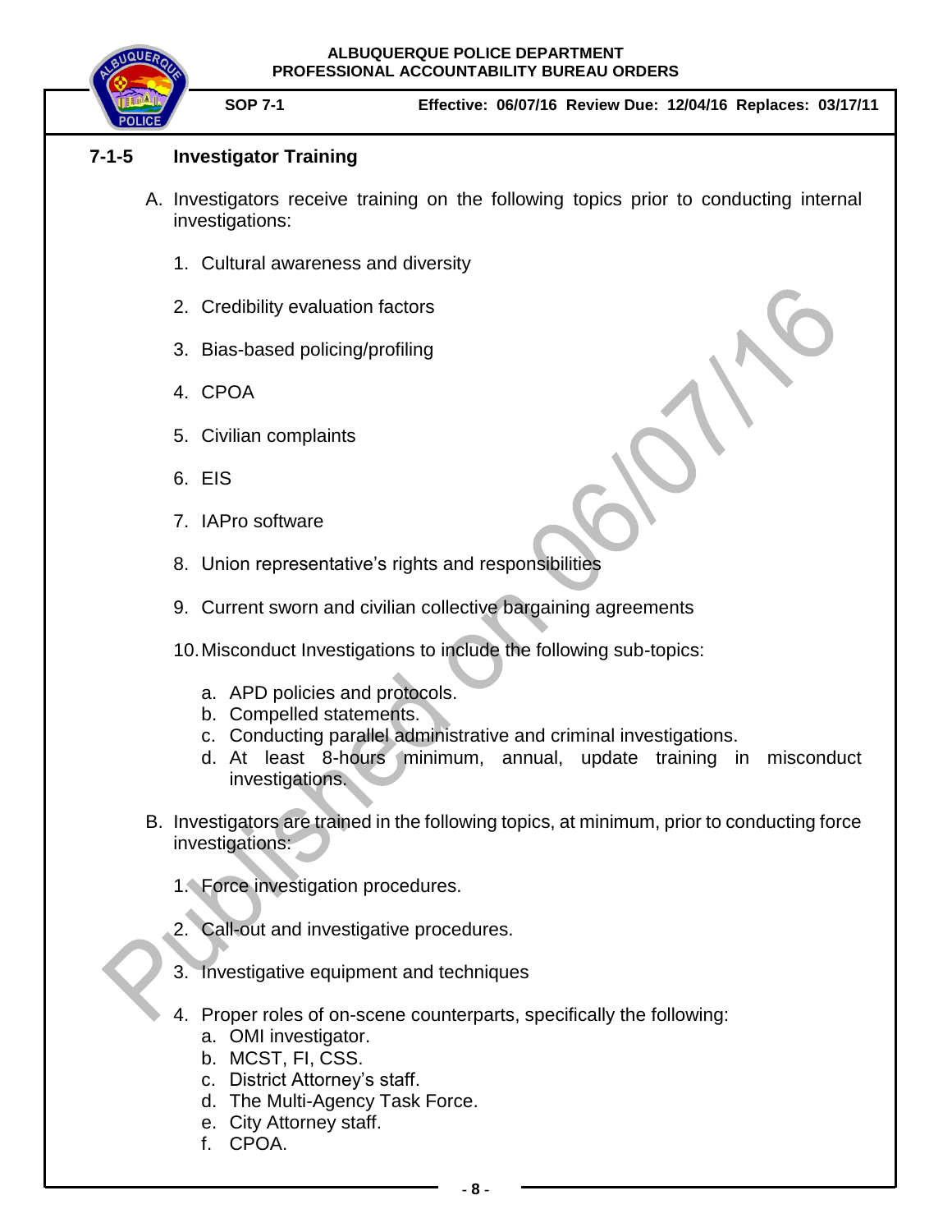## 7-1-5 Investigator Training

A. Investigators receive training on the following topics prior to conducting internal investigations:

1. Cultural awareness and diversity
2. Credibility evaluation factors
3. Bias-based policing/profiling
4. CPOA
5. Civilian complaints
6. EIS
7. IAPro software
8. Union representative's rights and responsibilities
9. Current sworn and civilian collective bargaining agreements
10. Misconduct Investigations to include the following sub-topics:
    a. APD policies and protocols.
    b. Compelled statements.
    c. Conducting parallel administrative and criminal investigations.
    d. At least 8-hours minimum, annual, update training in misconduct investigations.

B. Investigators are trained in the following topics, at minimum, prior to conducting force investigations:

1. Force investigation procedures.
2. Call-out and investigative procedures.
3. Investigative equipment and techniques
4. Proper roles of on-scene counterparts, specifically the following:
    a. OMI investigator.
    b. MCST, FI, CSS.
    c. District Attorney's staff.
    d. The Multi-Agency Task Force.
    e. City Attorney staff.
    f. CPOA.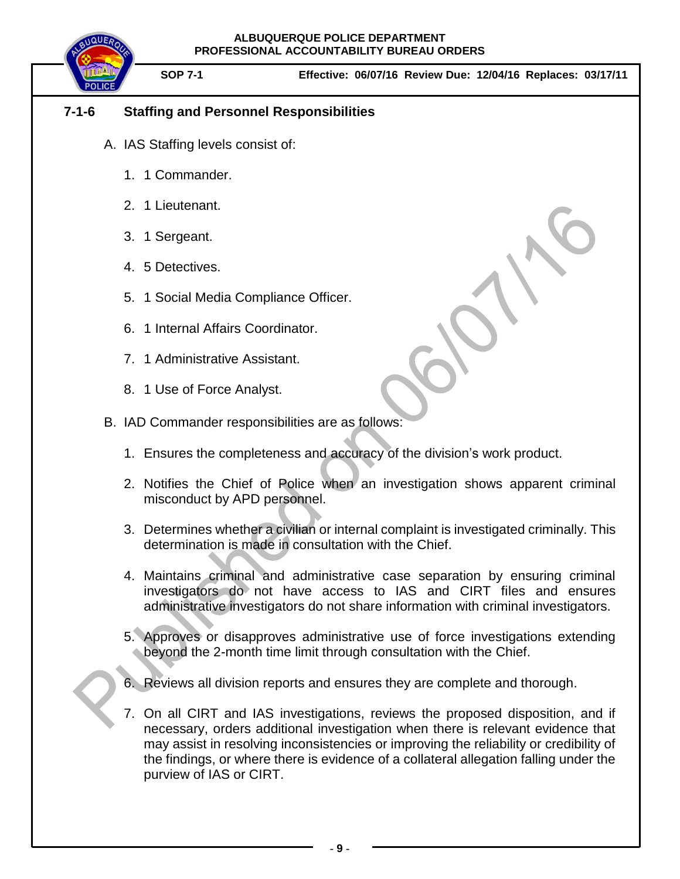## 7-1-6 Staffing and Personnel Responsibilities

A. IAS Staffing levels consist of:

1. 1 Commander.
2. 1 Lieutenant.
3. 1 Sergeant.
4. 5 Detectives.
5. 1 Social Media Compliance Officer.
6. 1 Internal Affairs Coordinator.
7. 1 Administrative Assistant.
8. 1 Use of Force Analyst.

B. IAD Commander responsibilities are as follows:

1. Ensures the completeness and accuracy of the division's work product.
2. Notifies the Chief of Police when an investigation shows apparent criminal misconduct by APD personnel.
3. Determines whether a civilian or internal complaint is investigated criminally. This determination is made in consultation with the Chief.
4. Maintains criminal and administrative case separation by ensuring criminal investigators do not have access to IAS and CIRT files and ensures administrative investigators do not share information with criminal investigators.
5. Approves or disapproves administrative use of force investigations extending beyond the 2-month time limit through consultation with the Chief.
6. Reviews all division reports and ensures they are complete and thorough.
7. On all CIRT and IAS investigations, reviews the proposed disposition, and if necessary, orders additional investigation when there is relevant evidence that may assist in resolving inconsistencies or improving the reliability or credibility of the findings, or where there is evidence of a collateral allegation falling under the purview of IAS or CIRT.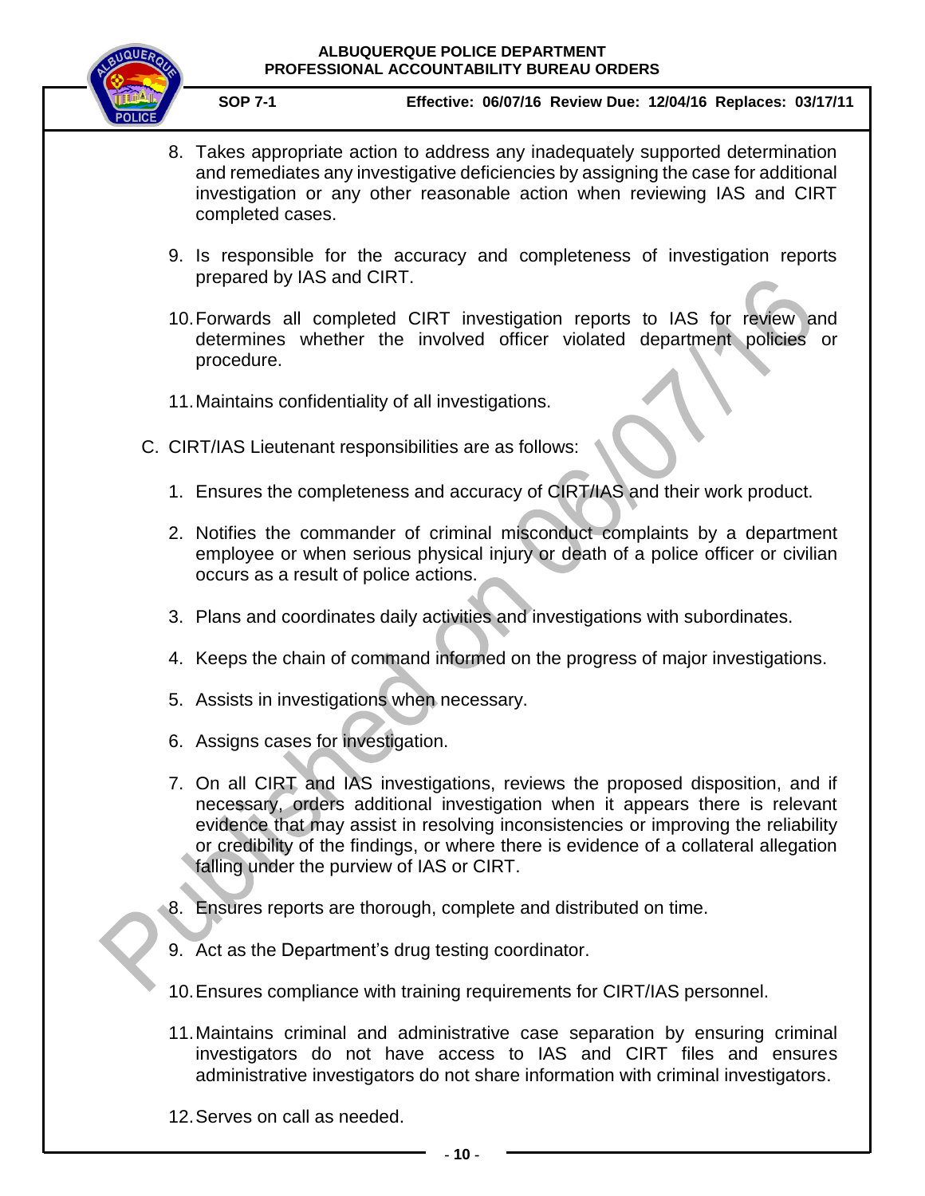8. Takes appropriate action to address any inadequately supported determination and remediates any investigative deficiencies by assigning the case for additional investigation or any other reasonable action when reviewing IAS and CIRT completed cases.

9. Is responsible for the accuracy and completeness of investigation reports prepared by IAS and CIRT.

10. Forwards all completed CIRT investigation reports to IAS for review and determines whether the involved officer violated department policies or procedure.

11. Maintains confidentiality of all investigations.

C. CIRT/IAS Lieutenant responsibilities are as follows:

1. Ensures the completeness and accuracy of CIRT/IAS and their work product.

2. Notifies the commander of criminal misconduct complaints by a department employee or when serious physical injury or death of a police officer or civilian occurs as a result of police actions.

3. Plans and coordinates daily activities and investigations with subordinates.

4. Keeps the chain of command informed on the progress of major investigations.

5. Assists in investigations when necessary.

6. Assigns cases for investigation.

7. On all CIRT and IAS investigations, reviews the proposed disposition, and if necessary, orders additional investigation when it appears there is relevant evidence that may assist in resolving inconsistencies or improving the reliability or credibility of the findings, or where there is evidence of a collateral allegation falling under the purview of IAS or CIRT.

8. Ensures reports are thorough, complete and distributed on time.

9. Act as the Department's drug testing coordinator.

10. Ensures compliance with training requirements for CIRT/IAS personnel.

11. Maintains criminal and administrative case separation by ensuring criminal investigators do not have access to IAS and CIRT files and ensures administrative investigators do not share information with criminal investigators.

12. Serves on call as needed.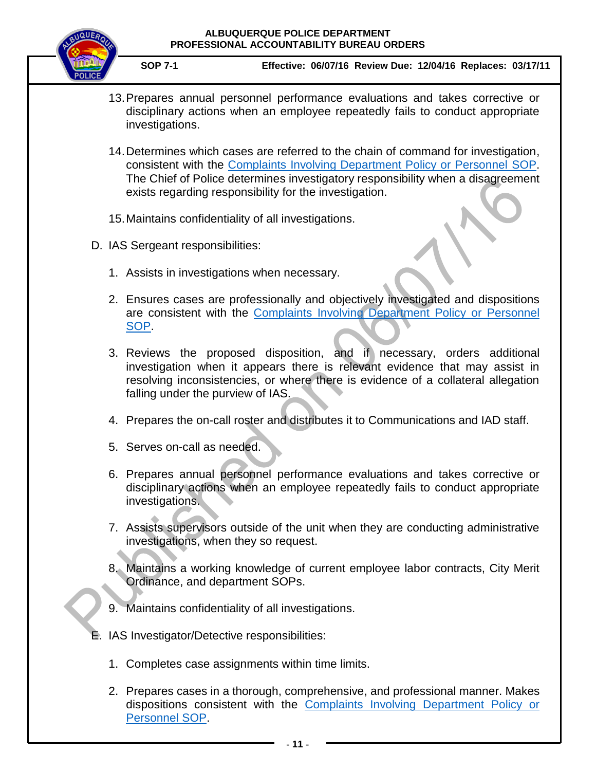13. Prepares annual personnel performance evaluations and takes corrective or disciplinary actions when an employee repeatedly fails to conduct appropriate investigations.

14. Determines which cases are referred to the chain of command for investigation, consistent with the Complaints Involving Department Policy or Personnel SOP. The Chief of Police determines investigatory responsibility when a disagreement exists regarding responsibility for the investigation.

15. Maintains confidentiality of all investigations.

D. IAS Sergeant responsibilities:

1. Assists in investigations when necessary.

2. Ensures cases are professionally and objectively investigated and dispositions are consistent with the Complaints Involving Department Policy or Personnel SOP.

3. Reviews the proposed disposition, and if necessary, orders additional investigation when it appears there is relevant evidence that may assist in resolving inconsistencies, or where there is evidence of a collateral allegation falling under the purview of IAS.

4. Prepares the on-call roster and distributes it to Communications and IAD staff.

5. Serves on-call as needed.

6. Prepares annual personnel performance evaluations and takes corrective or disciplinary actions when an employee repeatedly fails to conduct appropriate investigations.

7. Assists supervisors outside of the unit when they are conducting administrative investigations, when they so request.

8. Maintains a working knowledge of current employee labor contracts, City Merit Ordinance, and department SOPs.

9. Maintains confidentiality of all investigations.

E. IAS Investigator/Detective responsibilities:

1. Completes case assignments within time limits.

2. Prepares cases in a thorough, comprehensive, and professional manner. Makes dispositions consistent with the Complaints Involving Department Policy or Personnel SOP.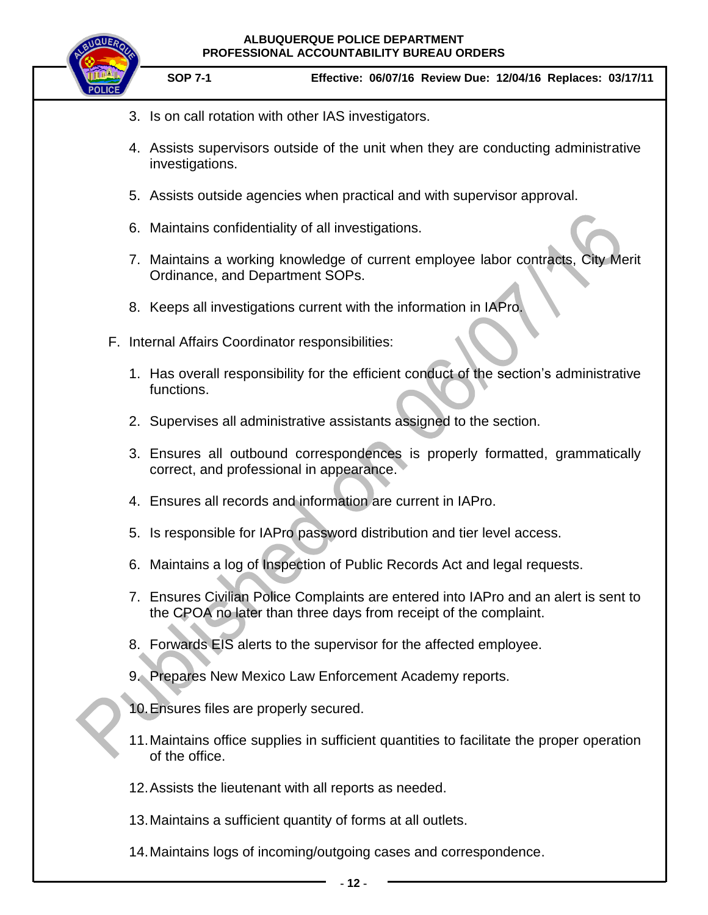3. Is on call rotation with other IAS investigators.

4. Assists supervisors outside of the unit when they are conducting administrative investigations.

5. Assists outside agencies when practical and with supervisor approval.

6. Maintains confidentiality of all investigations.

7. Maintains a working knowledge of current employee labor contracts, City Merit Ordinance, and Department SOPs.

8. Keeps all investigations current with the information in IAPro.

F. Internal Affairs Coordinator responsibilities:

1. Has overall responsibility for the efficient conduct of the section's administrative functions.

2. Supervises all administrative assistants assigned to the section.

3. Ensures all outbound correspondences is properly formatted, grammatically correct, and professional in appearance.

4. Ensures all records and information are current in IAPro.

5. Is responsible for IAPro password distribution and tier level access.

6. Maintains a log of Inspection of Public Records Act and legal requests.

7. Ensures Civilian Police Complaints are entered into IAPro and an alert is sent to the CPOA no later than three days from receipt of the complaint.

8. Forwards EIS alerts to the supervisor for the affected employee.

9. Prepares New Mexico Law Enforcement Academy reports.

10. Ensures files are properly secured.

11. Maintains office supplies in sufficient quantities to facilitate the proper operation of the office.

12. Assists the lieutenant with all reports as needed.

13. Maintains a sufficient quantity of forms at all outlets.

14. Maintains logs of incoming/outgoing cases and correspondence.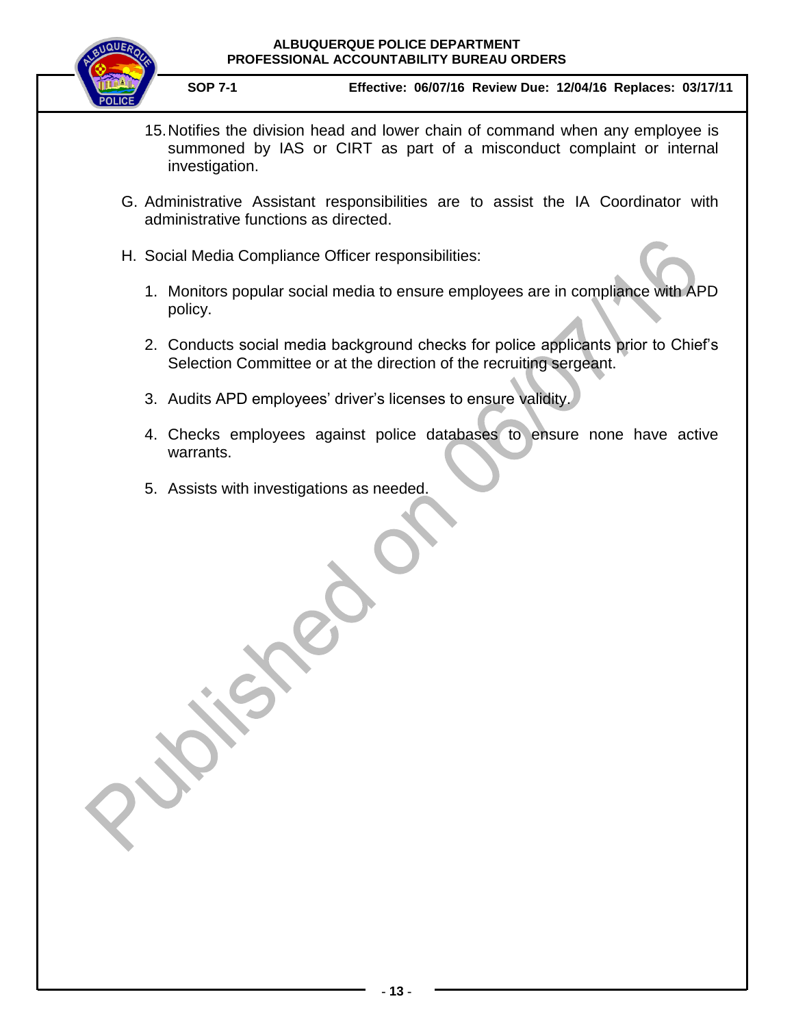15. Notifies the division head and lower chain of command when any employee is summoned by IAS or CIRT as part of a misconduct complaint or internal investigation.

G. Administrative Assistant responsibilities are to assist the IA Coordinator with administrative functions as directed.

H. Social Media Compliance Officer responsibilities:

   1. Monitors popular social media to ensure employees are in compliance with APD policy.

   2. Conducts social media background checks for police applicants prior to Chief's Selection Committee or at the direction of the recruiting sergeant.

   3. Audits APD employees' driver's licenses to ensure validity.

   4. Checks employees against police databases to ensure none have active warrants.

   5. Assists with investigations as needed.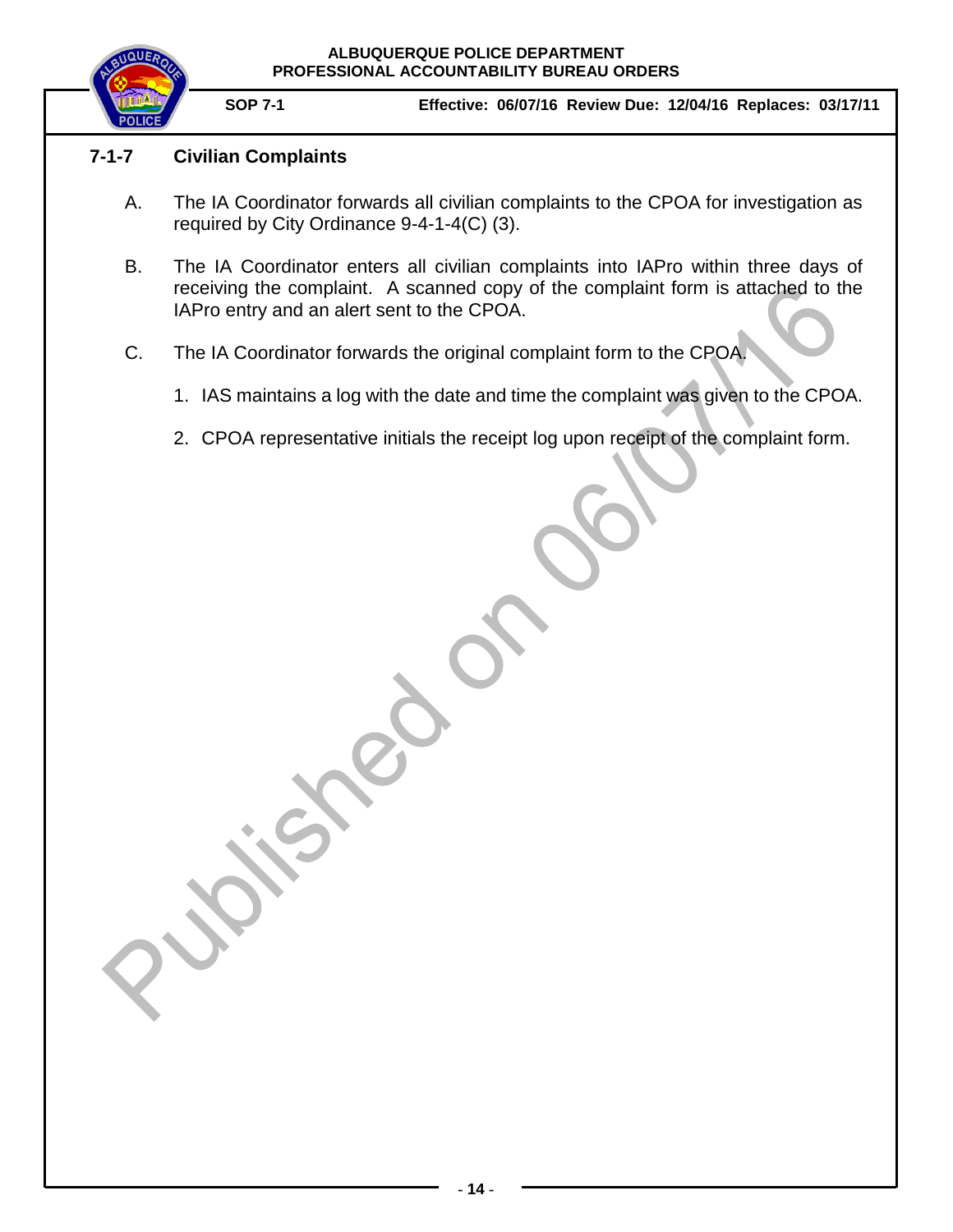## 7-1-7 Civilian Complaints

A. The IA Coordinator forwards all civilian complaints to the CPOA for investigation as required by City Ordinance 9-4-1-4(C) (3).

B. The IA Coordinator enters all civilian complaints into IAPro within three days of receiving the complaint. A scanned copy of the complaint form is attached to the IAPro entry and an alert sent to the CPOA.

C. The IA Coordinator forwards the original complaint form to the CPOA.

1. IAS maintains a log with the date and time the complaint was given to the CPOA.

2. CPOA representative initials the receipt log upon receipt of the complaint form.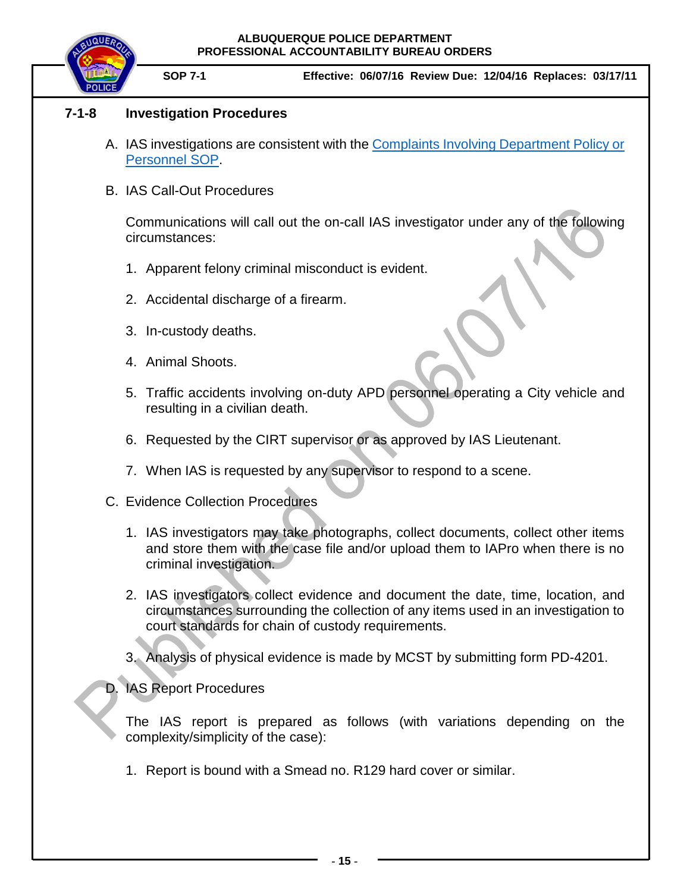## 7-1-8 Investigation Procedures

A. IAS investigations are consistent with the [Complaints Involving Department Policy or Personnel SOP](#).

B. IAS Call-Out Procedures

   Communications will call out the on-call IAS investigator under any of the following circumstances:

   1. Apparent felony criminal misconduct is evident.

   2. Accidental discharge of a firearm.

   3. In-custody deaths.

   4. Animal Shoots.

   5. Traffic accidents involving on-duty APD personnel operating a City vehicle and resulting in a civilian death.

   6. Requested by the CIRT supervisor or as approved by IAS Lieutenant.

   7. When IAS is requested by any supervisor to respond to a scene.

C. Evidence Collection Procedures

   1. IAS investigators may take photographs, collect documents, collect other items and store them with the case file and/or upload them to IAPro when there is no criminal investigation.

   2. IAS investigators collect evidence and document the date, time, location, and circumstances surrounding the collection of any items used in an investigation to court standards for chain of custody requirements.

   3. Analysis of physical evidence is made by MCST by submitting form PD-4201.

D. IAS Report Procedures

   The IAS report is prepared as follows (with variations depending on the complexity/simplicity of the case):

   1. Report is bound with a Smead no. R129 hard cover or similar.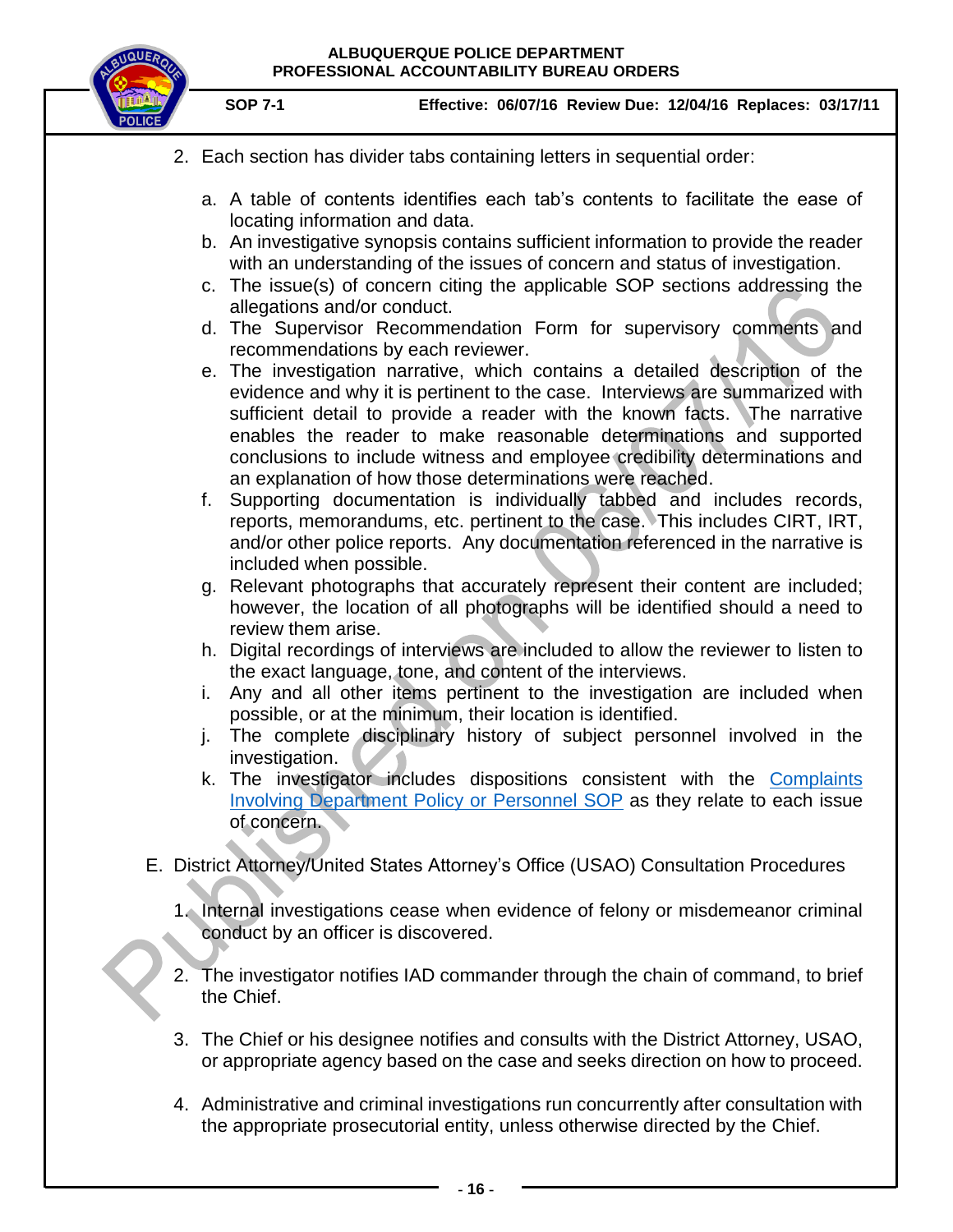2. Each section has divider tabs containing letters in sequential order:

   a. A table of contents identifies each tab's contents to facilitate the ease of locating information and data.
   b. An investigative synopsis contains sufficient information to provide the reader with an understanding of the issues of concern and status of investigation.
   c. The issue(s) of concern citing the applicable SOP sections addressing the allegations and/or conduct.
   d. The Supervisor Recommendation Form for supervisory comments and recommendations by each reviewer.
   e. The investigation narrative, which contains a detailed description of the evidence and why it is pertinent to the case. Interviews are summarized with sufficient detail to provide a reader with the known facts. The narrative enables the reader to make reasonable determinations and supported conclusions to include witness and employee credibility determinations and an explanation of how those determinations were reached.
   f. Supporting documentation is individually tabbed and includes records, reports, memorandums, etc. pertinent to the case. This includes CIRT, IRT, and/or other police reports. Any documentation referenced in the narrative is included when possible.
   g. Relevant photographs that accurately represent their content are included; however, the location of all photographs will be identified should a need to review them arise.
   h. Digital recordings of interviews are included to allow the reviewer to listen to the exact language, tone, and content of the interviews.
   i. Any and all other items pertinent to the investigation are included when possible, or at the minimum, their location is identified.
   j. The complete disciplinary history of subject personnel involved in the investigation.
   k. The investigator includes dispositions consistent with the Complaints Involving Department Policy or Personnel SOP as they relate to each issue of concern.

E. District Attorney/United States Attorney's Office (USAO) Consultation Procedures

1. Internal investigations cease when evidence of felony or misdemeanor criminal conduct by an officer is discovered.

2. The investigator notifies IAD commander through the chain of command, to brief the Chief.

3. The Chief or his designee notifies and consults with the District Attorney, USAO, or appropriate agency based on the case and seeks direction on how to proceed.

4. Administrative and criminal investigations run concurrently after consultation with the appropriate prosecutorial entity, unless otherwise directed by the Chief.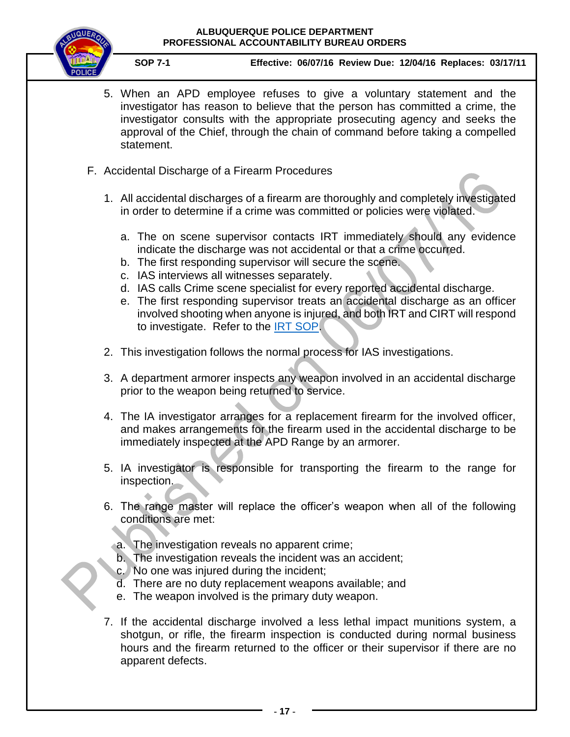5. When an APD employee refuses to give a voluntary statement and the investigator has reason to believe that the person has committed a crime, the investigator consults with the appropriate prosecuting agency and seeks the approval of the Chief, through the chain of command before taking a compelled statement.

F. Accidental Discharge of a Firearm Procedures

1. All accidental discharges of a firearm are thoroughly and completely investigated in order to determine if a crime was committed or policies were violated.

   a. The on scene supervisor contacts IRT immediately should any evidence indicate the discharge was not accidental or that a crime occurred.
   b. The first responding supervisor will secure the scene.
   c. IAS interviews all witnesses separately.
   d. IAS calls Crime scene specialist for every reported accidental discharge.
   e. The first responding supervisor treats an accidental discharge as an officer involved shooting when anyone is injured, and both IRT and CIRT will respond to investigate. Refer to the IRT SOP.

2. This investigation follows the normal process for IAS investigations.

3. A department armorer inspects any weapon involved in an accidental discharge prior to the weapon being returned to service.

4. The IA investigator arranges for a replacement firearm for the involved officer, and makes arrangements for the firearm used in the accidental discharge to be immediately inspected at the APD Range by an armorer.

5. IA investigator is responsible for transporting the firearm to the range for inspection.

6. The range master will replace the officer's weapon when all of the following conditions are met:

   a. The investigation reveals no apparent crime;
   b. The investigation reveals the incident was an accident;
   c. No one was injured during the incident;
   d. There are no duty replacement weapons available; and
   e. The weapon involved is the primary duty weapon.

7. If the accidental discharge involved a less lethal impact munitions system, a shotgun, or rifle, the firearm inspection is conducted during normal business hours and the firearm returned to the officer or their supervisor if there are no apparent defects.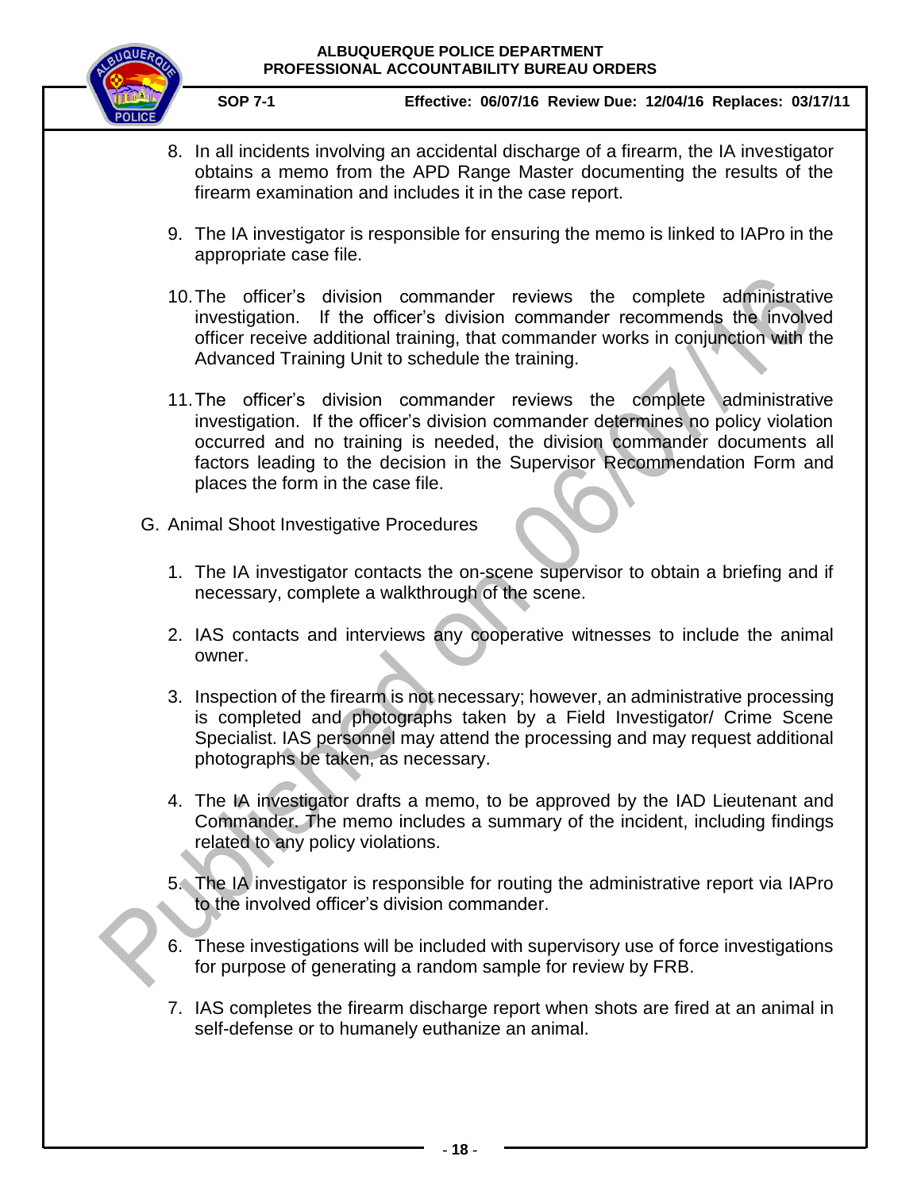8. In all incidents involving an accidental discharge of a firearm, the IA investigator obtains a memo from the APD Range Master documenting the results of the firearm examination and includes it in the case report.

9. The IA investigator is responsible for ensuring the memo is linked to IAPro in the appropriate case file.

10. The officer's division commander reviews the complete administrative investigation. If the officer's division commander recommends the involved officer receive additional training, that commander works in conjunction with the Advanced Training Unit to schedule the training.

11. The officer's division commander reviews the complete administrative investigation. If the officer's division commander determines no policy violation occurred and no training is needed, the division commander documents all factors leading to the decision in the Supervisor Recommendation Form and places the form in the case file.

G. Animal Shoot Investigative Procedures

1. The IA investigator contacts the on-scene supervisor to obtain a briefing and if necessary, complete a walkthrough of the scene.

2. IAS contacts and interviews any cooperative witnesses to include the animal owner.

3. Inspection of the firearm is not necessary; however, an administrative processing is completed and photographs taken by a Field Investigator/ Crime Scene Specialist. IAS personnel may attend the processing and may request additional photographs be taken, as necessary.

4. The IA investigator drafts a memo, to be approved by the IAD Lieutenant and Commander. The memo includes a summary of the incident, including findings related to any policy violations.

5. The IA investigator is responsible for routing the administrative report via IAPro to the involved officer's division commander.

6. These investigations will be included with supervisory use of force investigations for purpose of generating a random sample for review by FRB.

7. IAS completes the firearm discharge report when shots are fired at an animal in self-defense or to humanely euthanize an animal.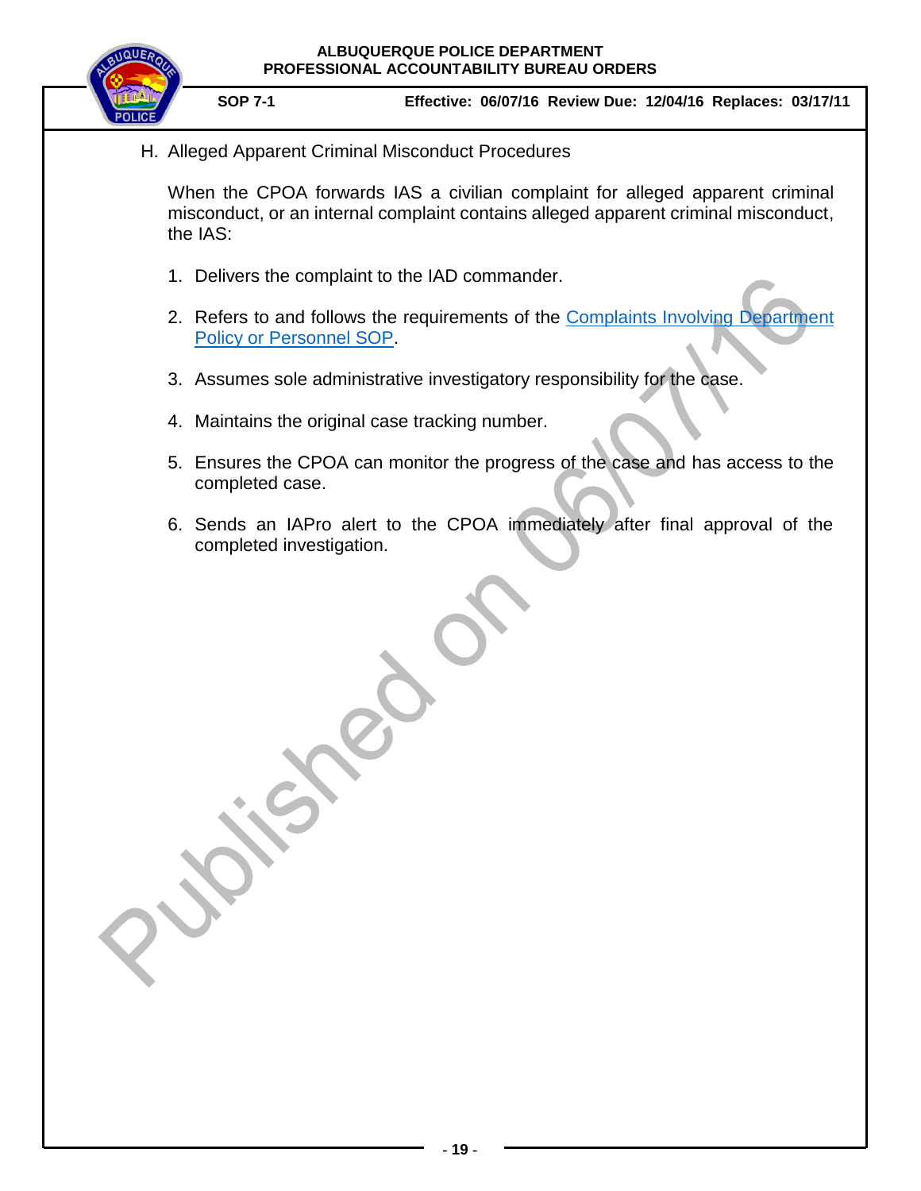H. Alleged Apparent Criminal Misconduct Procedures

When the CPOA forwards IAS a civilian complaint for alleged apparent criminal misconduct, or an internal complaint contains alleged apparent criminal misconduct, the IAS:

1. Delivers the complaint to the IAD commander.
2. Refers to and follows the requirements of the Complaints Involving Department Policy or Personnel SOP.
3. Assumes sole administrative investigatory responsibility for the case.
4. Maintains the original case tracking number.
5. Ensures the CPOA can monitor the progress of the case and has access to the completed case.
6. Sends an IAPro alert to the CPOA immediately after final approval of the completed investigation.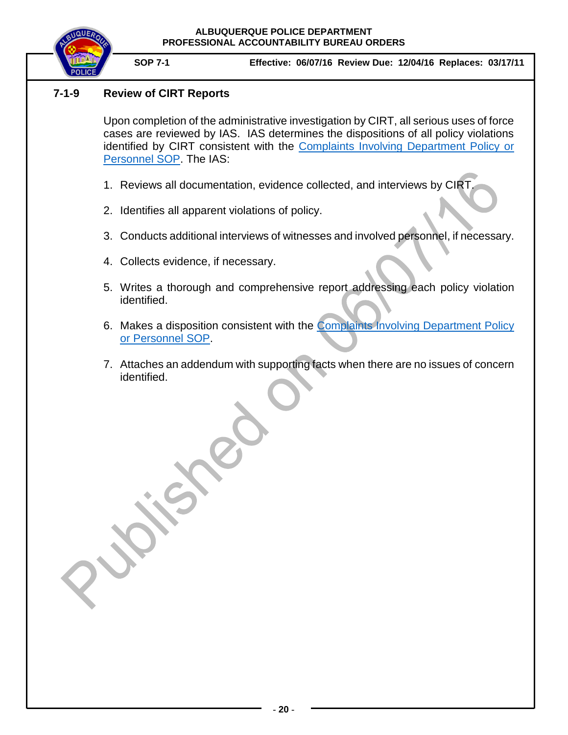## 7-1-9 Review of CIRT Reports

Upon completion of the administrative investigation by CIRT, all serious uses of force cases are reviewed by IAS. IAS determines the dispositions of all policy violations identified by CIRT consistent with the Complaints Involving Department Policy or Personnel SOP. The IAS:

1. Reviews all documentation, evidence collected, and interviews by CIRT.
2. Identifies all apparent violations of policy.
3. Conducts additional interviews of witnesses and involved personnel, if necessary.
4. Collects evidence, if necessary.
5. Writes a thorough and comprehensive report addressing each policy violation identified.
6. Makes a disposition consistent with the Complaints Involving Department Policy or Personnel SOP.
7. Attaches an addendum with supporting facts when there are no issues of concern identified.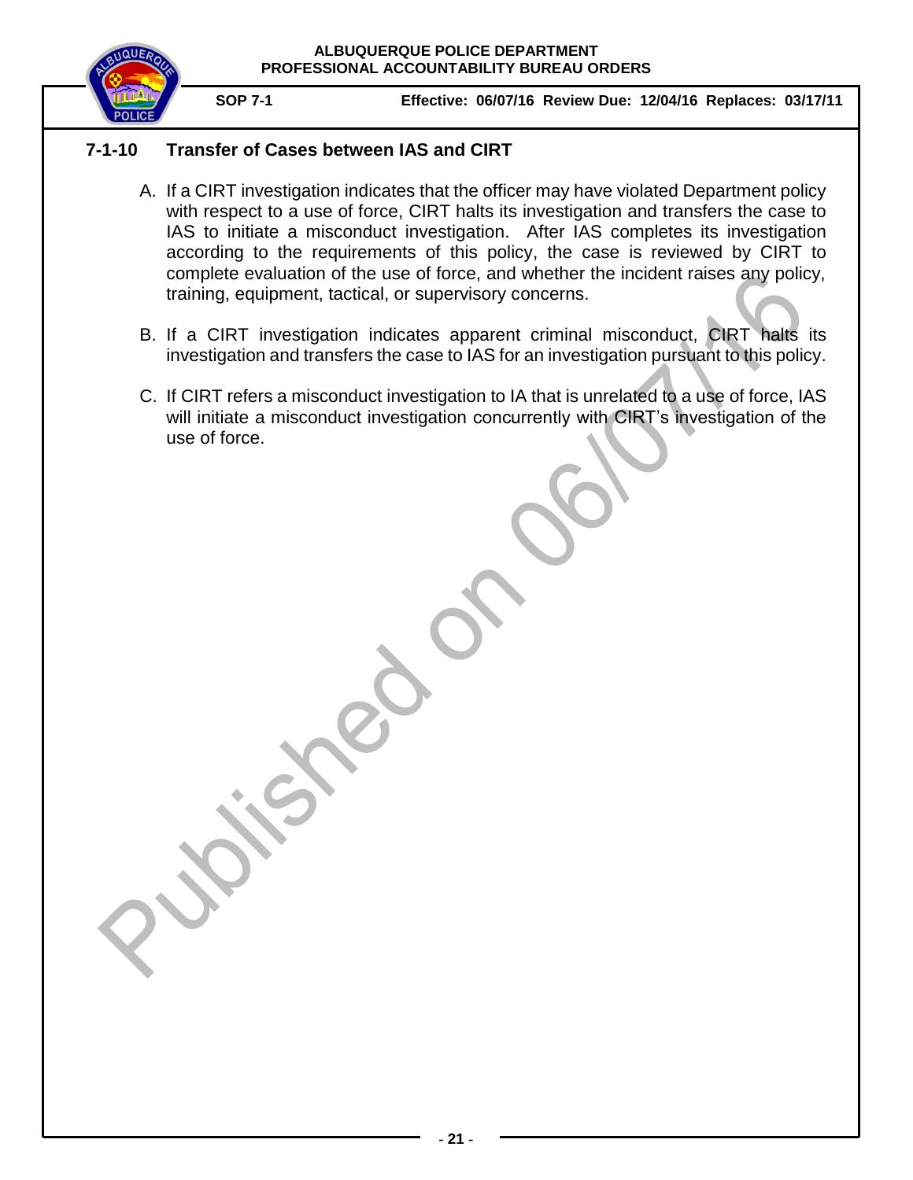## 7-1-10 Transfer of Cases between IAS and CIRT

A. If a CIRT investigation indicates that the officer may have violated Department policy with respect to a use of force, CIRT halts its investigation and transfers the case to IAS to initiate a misconduct investigation. After IAS completes its investigation according to the requirements of this policy, the case is reviewed by CIRT to complete evaluation of the use of force, and whether the incident raises any policy, training, equipment, tactical, or supervisory concerns.

B. If a CIRT investigation indicates apparent criminal misconduct, CIRT halts its investigation and transfers the case to IAS for an investigation pursuant to this policy.

C. If CIRT refers a misconduct investigation to IA that is unrelated to a use of force, IAS will initiate a misconduct investigation concurrently with CIRT's investigation of the use of force.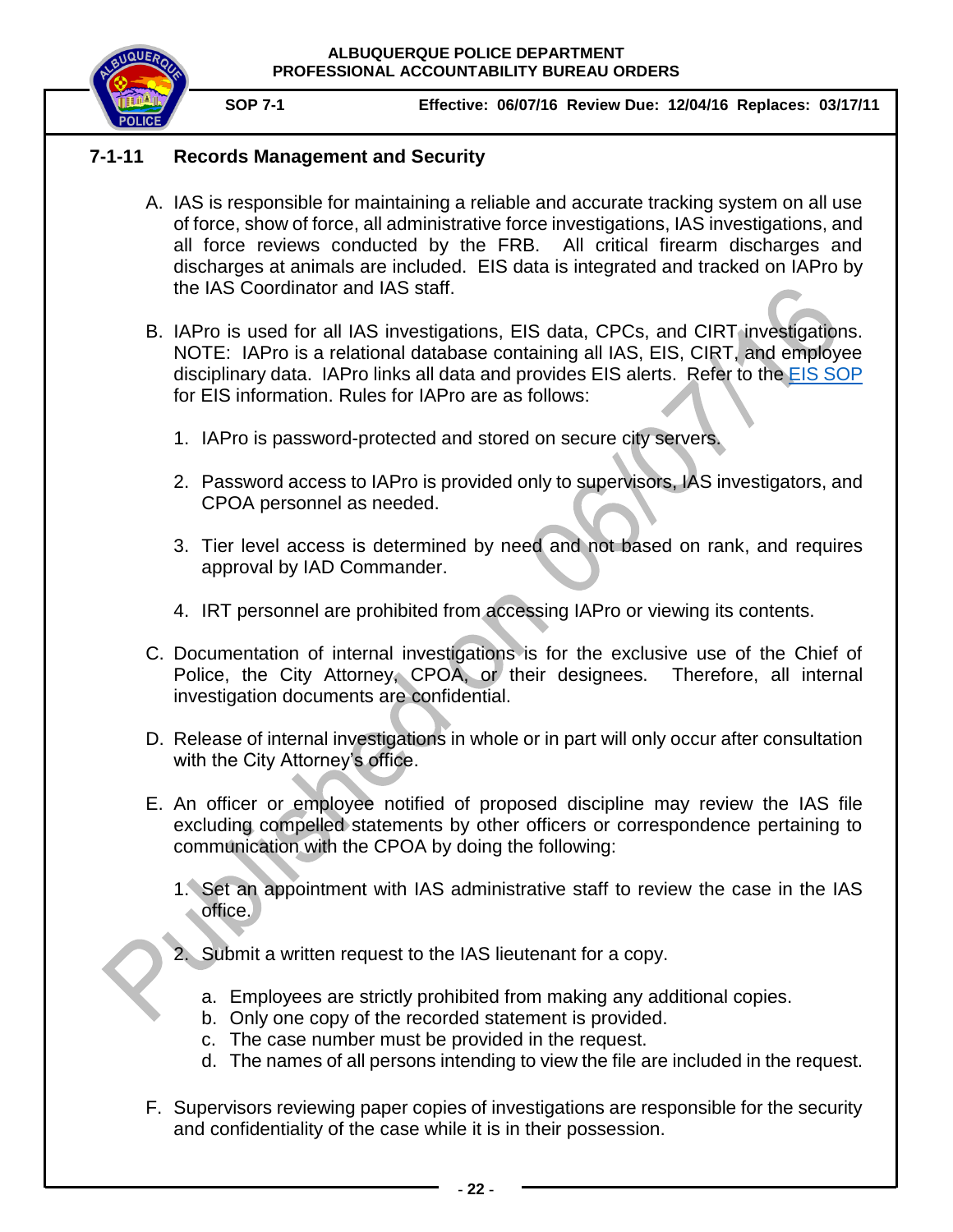## 7-1-11 Records Management and Security

A. IAS is responsible for maintaining a reliable and accurate tracking system on all use of force, show of force, all administrative force investigations, IAS investigations, and all force reviews conducted by the FRB. All critical firearm discharges and discharges at animals are included. EIS data is integrated and tracked on IAPro by the IAS Coordinator and IAS staff.

B. IAPro is used for all IAS investigations, EIS data, CPCs, and CIRT investigations. NOTE: IAPro is a relational database containing all IAS, EIS, CIRT, and employee disciplinary data. IAPro links all data and provides EIS alerts. Refer to the EIS SOP for EIS information. Rules for IAPro are as follows:

   1. IAPro is password-protected and stored on secure city servers.

   2. Password access to IAPro is provided only to supervisors, IAS investigators, and CPOA personnel as needed.

   3. Tier level access is determined by need and not based on rank, and requires approval by IAD Commander.

   4. IRT personnel are prohibited from accessing IAPro or viewing its contents.

C. Documentation of internal investigations is for the exclusive use of the Chief of Police, the City Attorney, CPOA, or their designees. Therefore, all internal investigation documents are confidential.

D. Release of internal investigations in whole or in part will only occur after consultation with the City Attorney's office.

E. An officer or employee notified of proposed discipline may review the IAS file excluding compelled statements by other officers or correspondence pertaining to communication with the CPOA by doing the following:

   1. Set an appointment with IAS administrative staff to review the case in the IAS office.

   2. Submit a written request to the IAS lieutenant for a copy.

      a. Employees are strictly prohibited from making any additional copies.
      b. Only one copy of the recorded statement is provided.
      c. The case number must be provided in the request.
      d. The names of all persons intending to view the file are included in the request.

F. Supervisors reviewing paper copies of investigations are responsible for the security and confidentiality of the case while it is in their possession.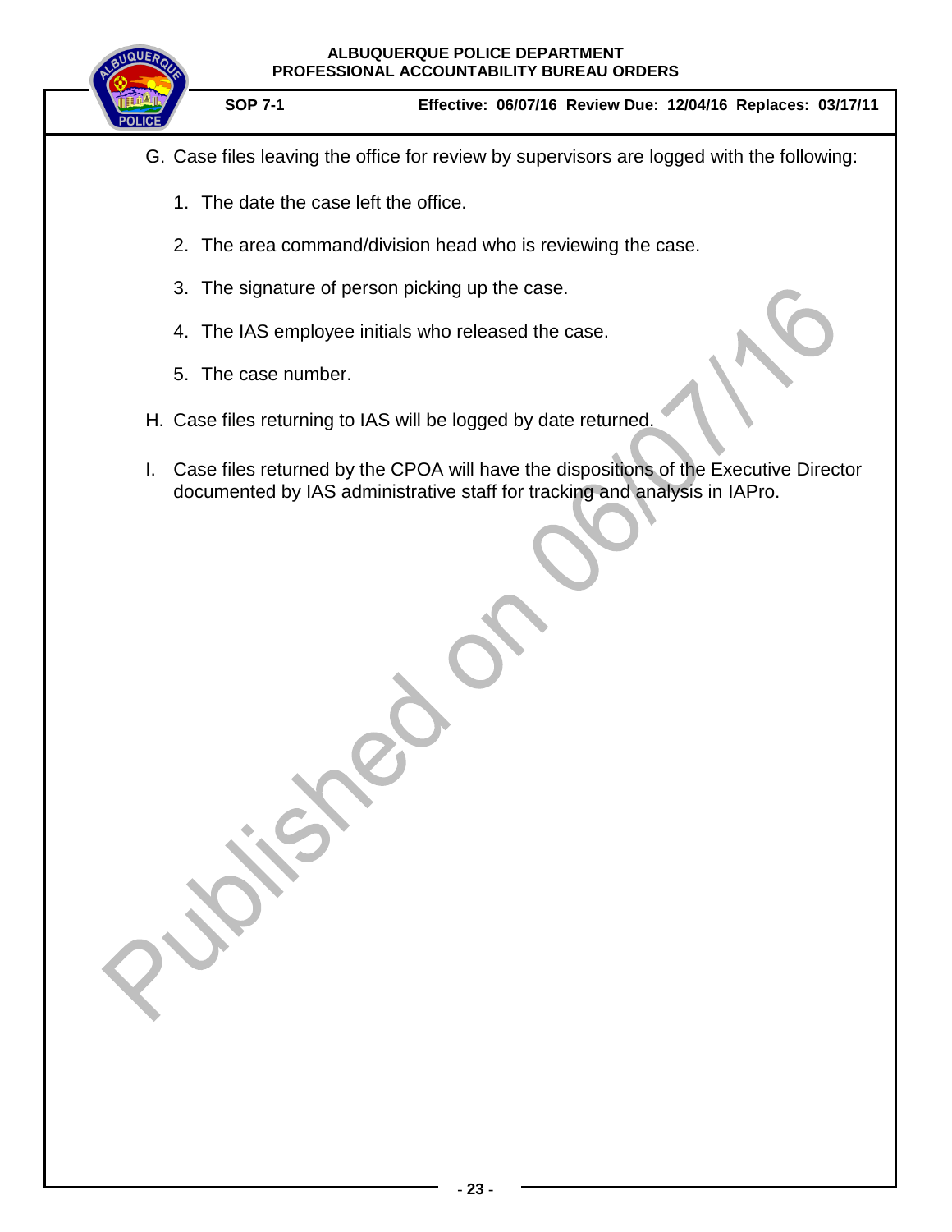G. Case files leaving the office for review by supervisors are logged with the following:

1. The date the case left the office.
2. The area command/division head who is reviewing the case.
3. The signature of person picking up the case.
4. The IAS employee initials who released the case.
5. The case number.

H. Case files returning to IAS will be logged by date returned.

I. Case files returned by the CPOA will have the dispositions of the Executive Director documented by IAS administrative staff for tracking and analysis in IAPro.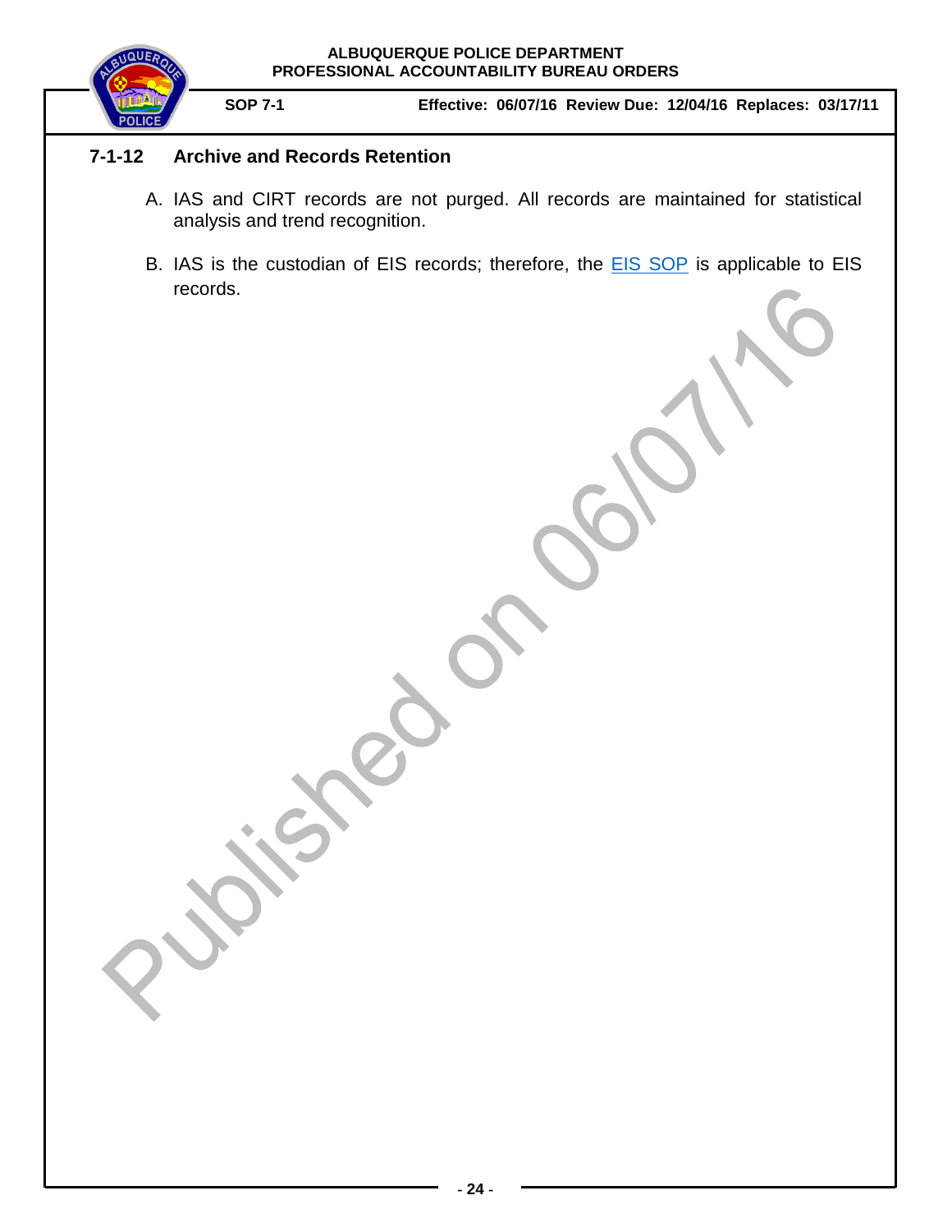### 7-1-12 Archive and Records Retention

A. IAS and CIRT records are not purged. All records are maintained for statistical analysis and trend recognition.

B. IAS is the custodian of EIS records; therefore, the EIS SOP is applicable to EIS records.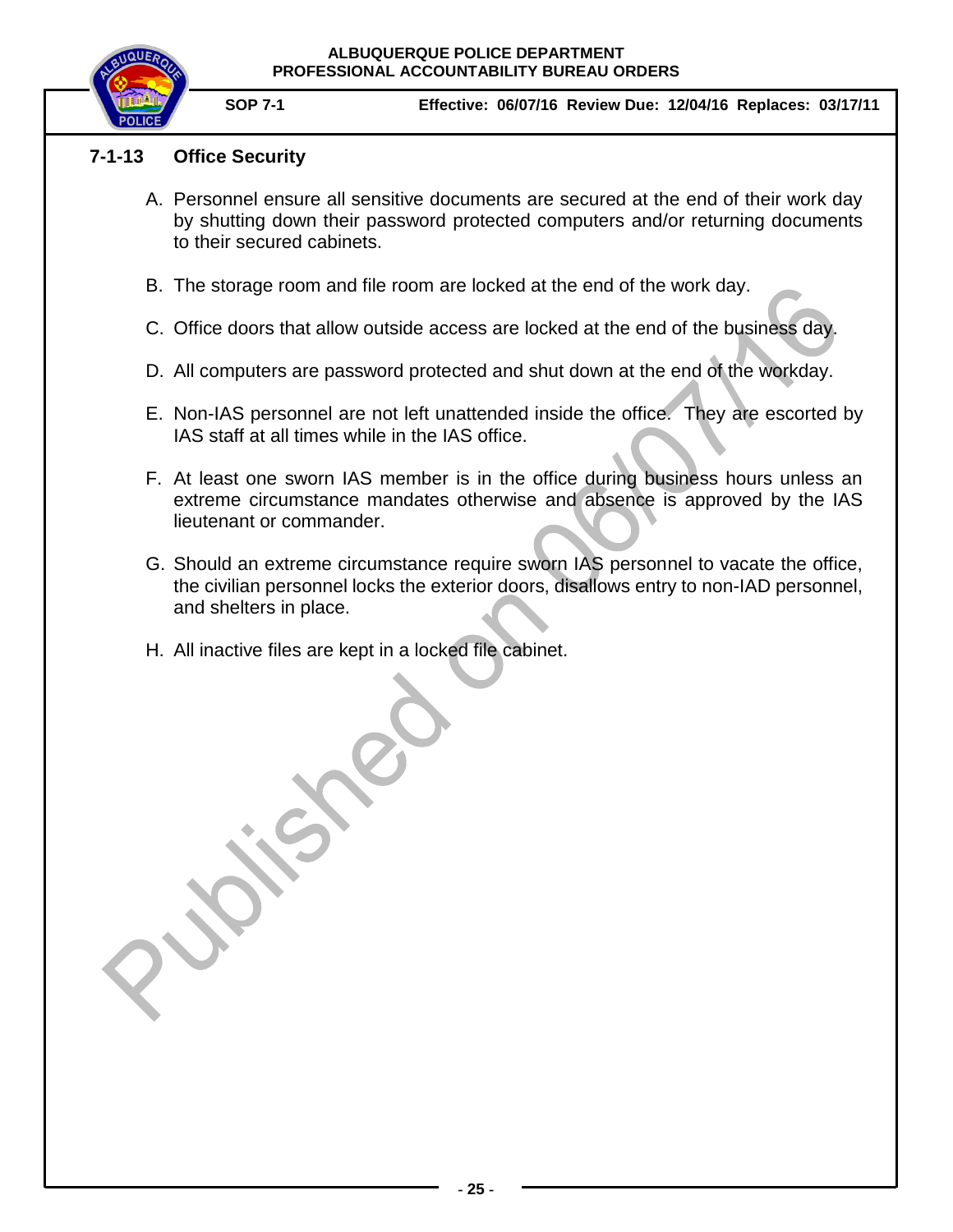## 7-1-13 Office Security

A. Personnel ensure all sensitive documents are secured at the end of their work day by shutting down their password protected computers and/or returning documents to their secured cabinets.

B. The storage room and file room are locked at the end of the work day.

C. Office doors that allow outside access are locked at the end of the business day.

D. All computers are password protected and shut down at the end of the workday.

E. Non-IAS personnel are not left unattended inside the office. They are escorted by IAS staff at all times while in the IAS office.

F. At least one sworn IAS member is in the office during business hours unless an extreme circumstance mandates otherwise and absence is approved by the IAS lieutenant or commander.

G. Should an extreme circumstance require sworn IAS personnel to vacate the office, the civilian personnel locks the exterior doors, disallows entry to non-IAD personnel, and shelters in place.

H. All inactive files are kept in a locked file cabinet.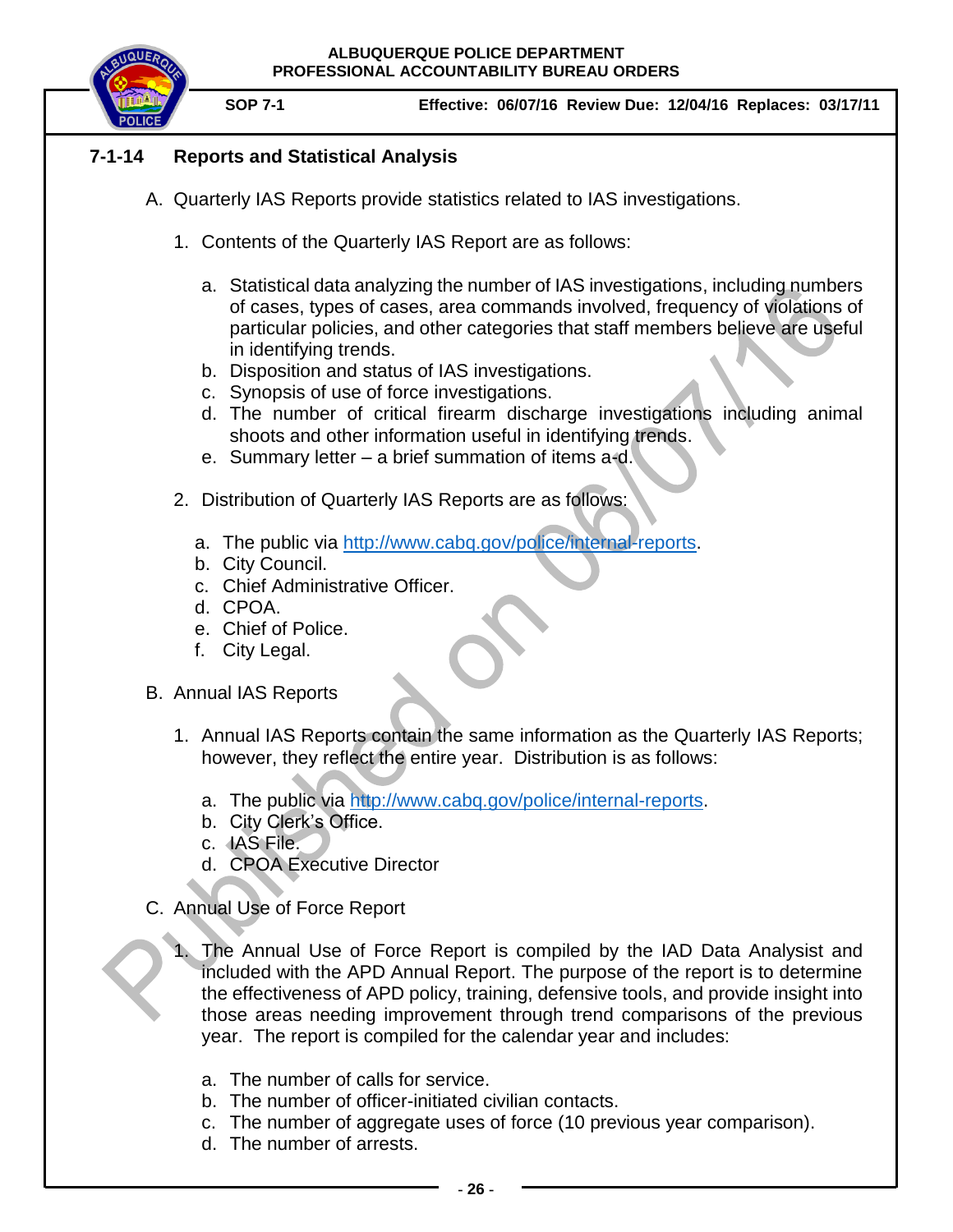## 7-1-14 Reports and Statistical Analysis

A. Quarterly IAS Reports provide statistics related to IAS investigations.

1. Contents of the Quarterly IAS Report are as follows:

   a. Statistical data analyzing the number of IAS investigations, including numbers of cases, types of cases, area commands involved, frequency of violations of particular policies, and other categories that staff members believe are useful in identifying trends.
   b. Disposition and status of IAS investigations.
   c. Synopsis of use of force investigations.
   d. The number of critical firearm discharge investigations including animal shoots and other information useful in identifying trends.
   e. Summary letter – a brief summation of items a-d.

2. Distribution of Quarterly IAS Reports are as follows:

   a. The public via http://www.cabq.gov/police/internal-reports.
   b. City Council.
   c. Chief Administrative Officer.
   d. CPOA.
   e. Chief of Police.
   f. City Legal.

B. Annual IAS Reports

1. Annual IAS Reports contain the same information as the Quarterly IAS Reports; however, they reflect the entire year. Distribution is as follows:

   a. The public via http://www.cabq.gov/police/internal-reports.
   b. City Clerk's Office.
   c. IAS File.
   d. CPOA Executive Director

C. Annual Use of Force Report

1. The Annual Use of Force Report is compiled by the IAD Data Analysist and included with the APD Annual Report. The purpose of the report is to determine the effectiveness of APD policy, training, defensive tools, and provide insight into those areas needing improvement through trend comparisons of the previous year. The report is compiled for the calendar year and includes:

   a. The number of calls for service.
   b. The number of officer-initiated civilian contacts.
   c. The number of aggregate uses of force (10 previous year comparison).
   d. The number of arrests.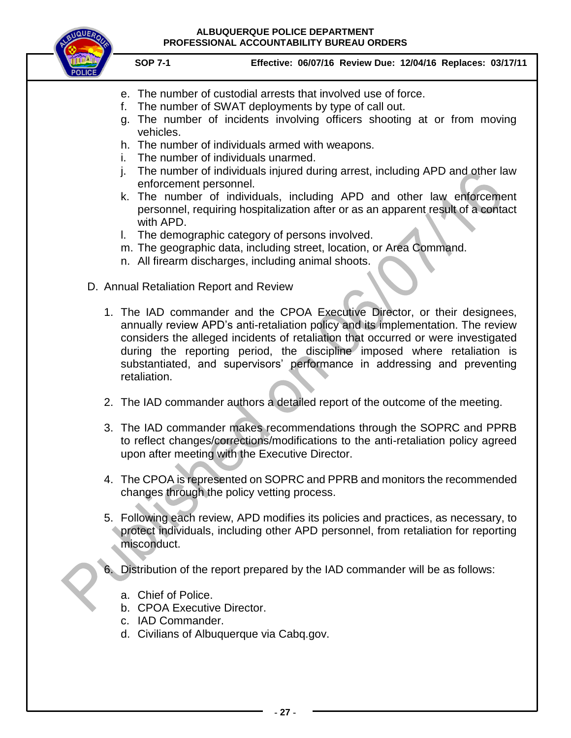e. The number of custodial arrests that involved use of force.
f. The number of SWAT deployments by type of call out.
g. The number of incidents involving officers shooting at or from moving vehicles.
h. The number of individuals armed with weapons.
i. The number of individuals unarmed.
j. The number of individuals injured during arrest, including APD and other law enforcement personnel.
k. The number of individuals, including APD and other law enforcement personnel, requiring hospitalization after or as an apparent result of a contact with APD.
l. The demographic category of persons involved.
m. The geographic data, including street, location, or Area Command.
n. All firearm discharges, including animal shoots.

D. Annual Retaliation Report and Review

1. The IAD commander and the CPOA Executive Director, or their designees, annually review APD's anti-retaliation policy and its implementation. The review considers the alleged incidents of retaliation that occurred or were investigated during the reporting period, the discipline imposed where retaliation is substantiated, and supervisors' performance in addressing and preventing retaliation.

2. The IAD commander authors a detailed report of the outcome of the meeting.

3. The IAD commander makes recommendations through the SOPRC and PPRB to reflect changes/corrections/modifications to the anti-retaliation policy agreed upon after meeting with the Executive Director.

4. The CPOA is represented on SOPRC and PPRB and monitors the recommended changes through the policy vetting process.

5. Following each review, APD modifies its policies and practices, as necessary, to protect individuals, including other APD personnel, from retaliation for reporting misconduct.

6. Distribution of the report prepared by the IAD commander will be as follows:

   a. Chief of Police.
   b. CPOA Executive Director.
   c. IAD Commander.
   d. Civilians of Albuquerque via Cabq.gov.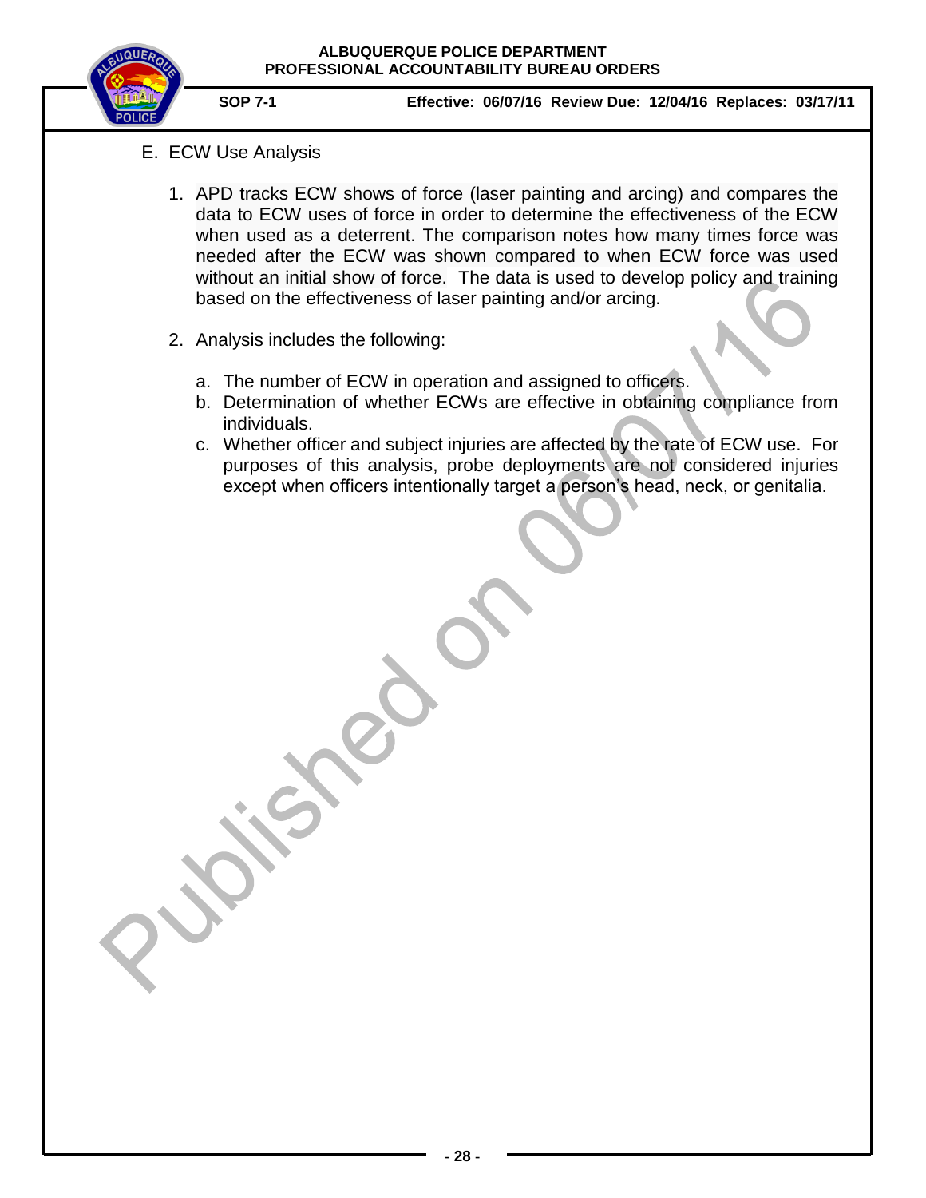E. ECW Use Analysis

1. APD tracks ECW shows of force (laser painting and arcing) and compares the data to ECW uses of force in order to determine the effectiveness of the ECW when used as a deterrent. The comparison notes how many times force was needed after the ECW was shown compared to when ECW force was used without an initial show of force. The data is used to develop policy and training based on the effectiveness of laser painting and/or arcing.

2. Analysis includes the following:

   a. The number of ECW in operation and assigned to officers.
   b. Determination of whether ECWs are effective in obtaining compliance from individuals.
   c. Whether officer and subject injuries are affected by the rate of ECW use. For purposes of this analysis, probe deployments are not considered injuries except when officers intentionally target a person's head, neck, or genitalia.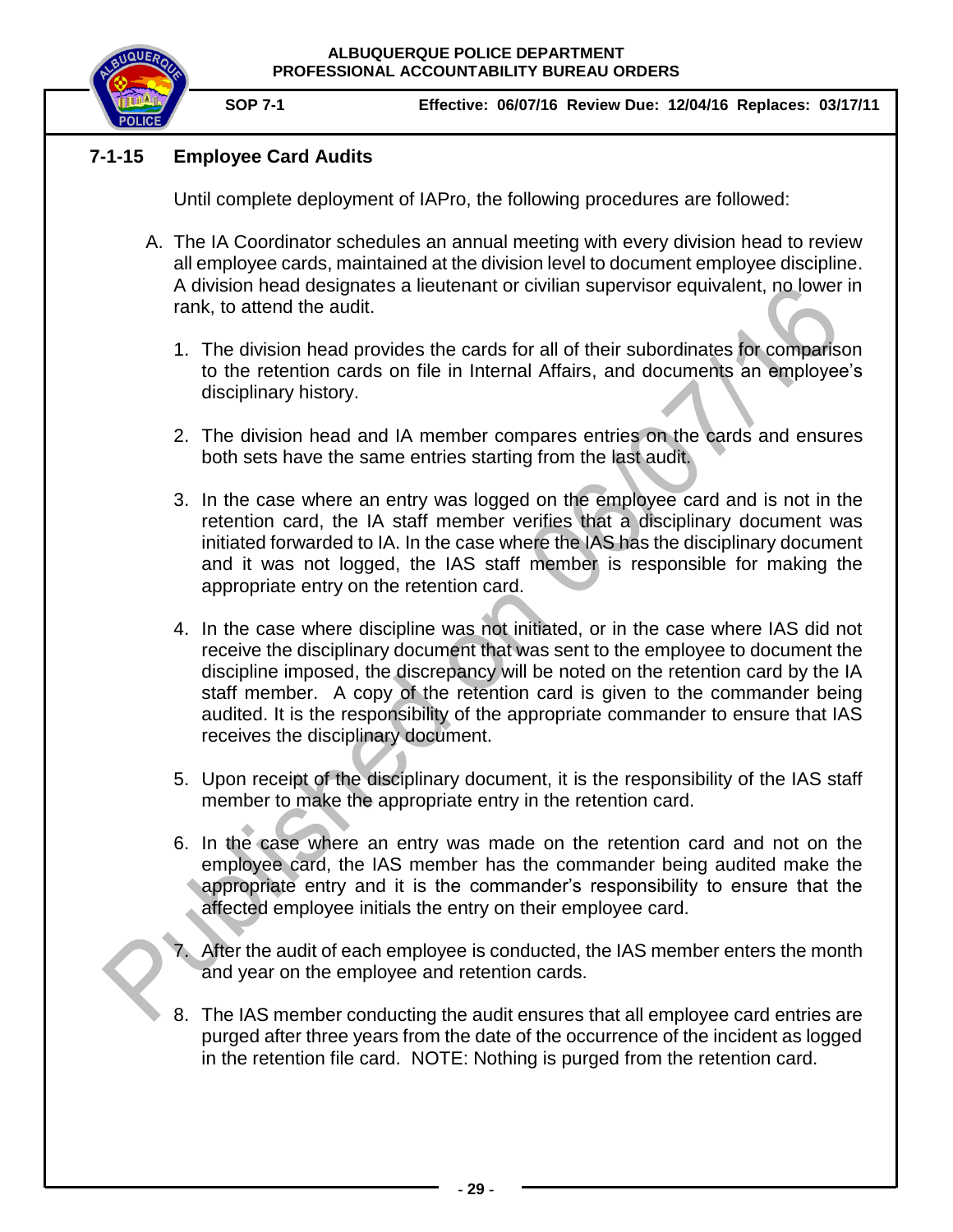### 7-1-15 Employee Card Audits

Until complete deployment of IAPro, the following procedures are followed:

A. The IA Coordinator schedules an annual meeting with every division head to review all employee cards, maintained at the division level to document employee discipline. A division head designates a lieutenant or civilian supervisor equivalent, no lower in rank, to attend the audit.

   1. The division head provides the cards for all of their subordinates for comparison to the retention cards on file in Internal Affairs, and documents an employee's disciplinary history.

   2. The division head and IA member compares entries on the cards and ensures both sets have the same entries starting from the last audit.

   3. In the case where an entry was logged on the employee card and is not in the retention card, the IA staff member verifies that a disciplinary document was initiated forwarded to IA. In the case where the IAS has the disciplinary document and it was not logged, the IAS staff member is responsible for making the appropriate entry on the retention card.

   4. In the case where discipline was not initiated, or in the case where IAS did not receive the disciplinary document that was sent to the employee to document the discipline imposed, the discrepancy will be noted on the retention card by the IA staff member. A copy of the retention card is given to the commander being audited. It is the responsibility of the appropriate commander to ensure that IAS receives the disciplinary document.

   5. Upon receipt of the disciplinary document, it is the responsibility of the IAS staff member to make the appropriate entry in the retention card.

   6. In the case where an entry was made on the retention card and not on the employee card, the IAS member has the commander being audited make the appropriate entry and it is the commander's responsibility to ensure that the affected employee initials the entry on their employee card.

   7. After the audit of each employee is conducted, the IAS member enters the month and year on the employee and retention cards.

   8. The IAS member conducting the audit ensures that all employee card entries are purged after three years from the date of the occurrence of the incident as logged in the retention file card. NOTE: Nothing is purged from the retention card.